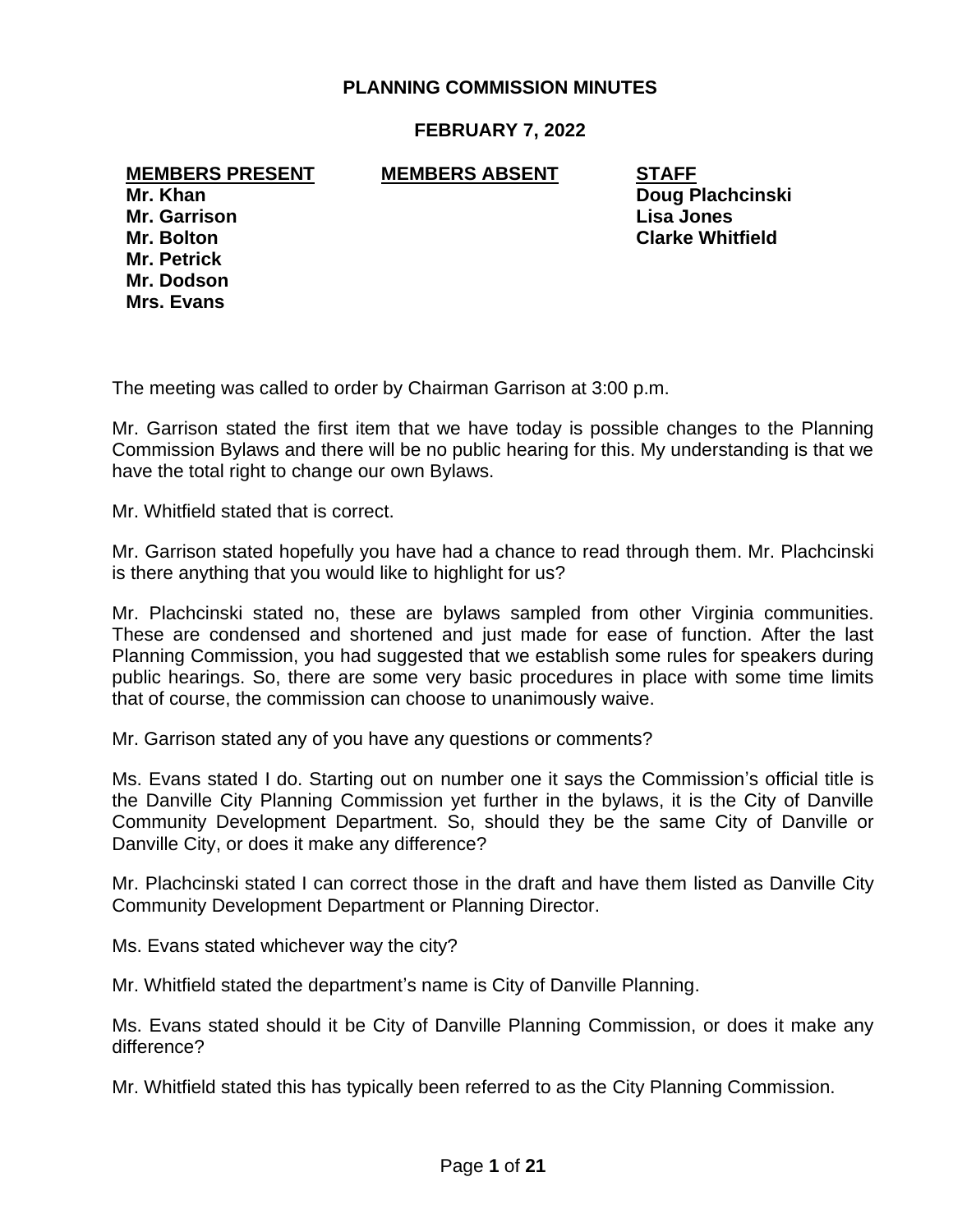# PLANNING COMMISSION MINUTES

## FEBRUARY 7, 2022

| MEMBERS PRESENT | MEMBERS ABSENT | STAFF |
|---|---|---|
| Mr. Khan | | Doug Plachcinski |
| Mr. Garrison | | Lisa Jones |
| Mr. Bolton | | Clarke Whitfield |
| Mr. Petrick | | |
| Mr. Dodson | | |
| Mrs. Evans | | |

The meeting was called to order by Chairman Garrison at 3:00 p.m.

Mr. Garrison stated the first item that we have today is possible changes to the Planning Commission Bylaws and there will be no public hearing for this. My understanding is that we have the total right to change our own Bylaws.

Mr. Whitfield stated that is correct.

Mr. Garrison stated hopefully you have had a chance to read through them. Mr. Plachcinski is there anything that you would like to highlight for us?

Mr. Plachcinski stated no, these are bylaws sampled from other Virginia communities. These are condensed and shortened and just made for ease of function. After the last Planning Commission, you had suggested that we establish some rules for speakers during public hearings. So, there are some very basic procedures in place with some time limits that of course, the commission can choose to unanimously waive.

Mr. Garrison stated any of you have any questions or comments?

Ms. Evans stated I do. Starting out on number one it says the Commission's official title is the Danville City Planning Commission yet further in the bylaws, it is the City of Danville Community Development Department. So, should they be the same City of Danville or Danville City, or does it make any difference?

Mr. Plachcinski stated I can correct those in the draft and have them listed as Danville City Community Development Department or Planning Director.

Ms. Evans stated whichever way the city?

Mr. Whitfield stated the department's name is City of Danville Planning.

Ms. Evans stated should it be City of Danville Planning Commission, or does it make any difference?

Mr. Whitfield stated this has typically been referred to as the City Planning Commission.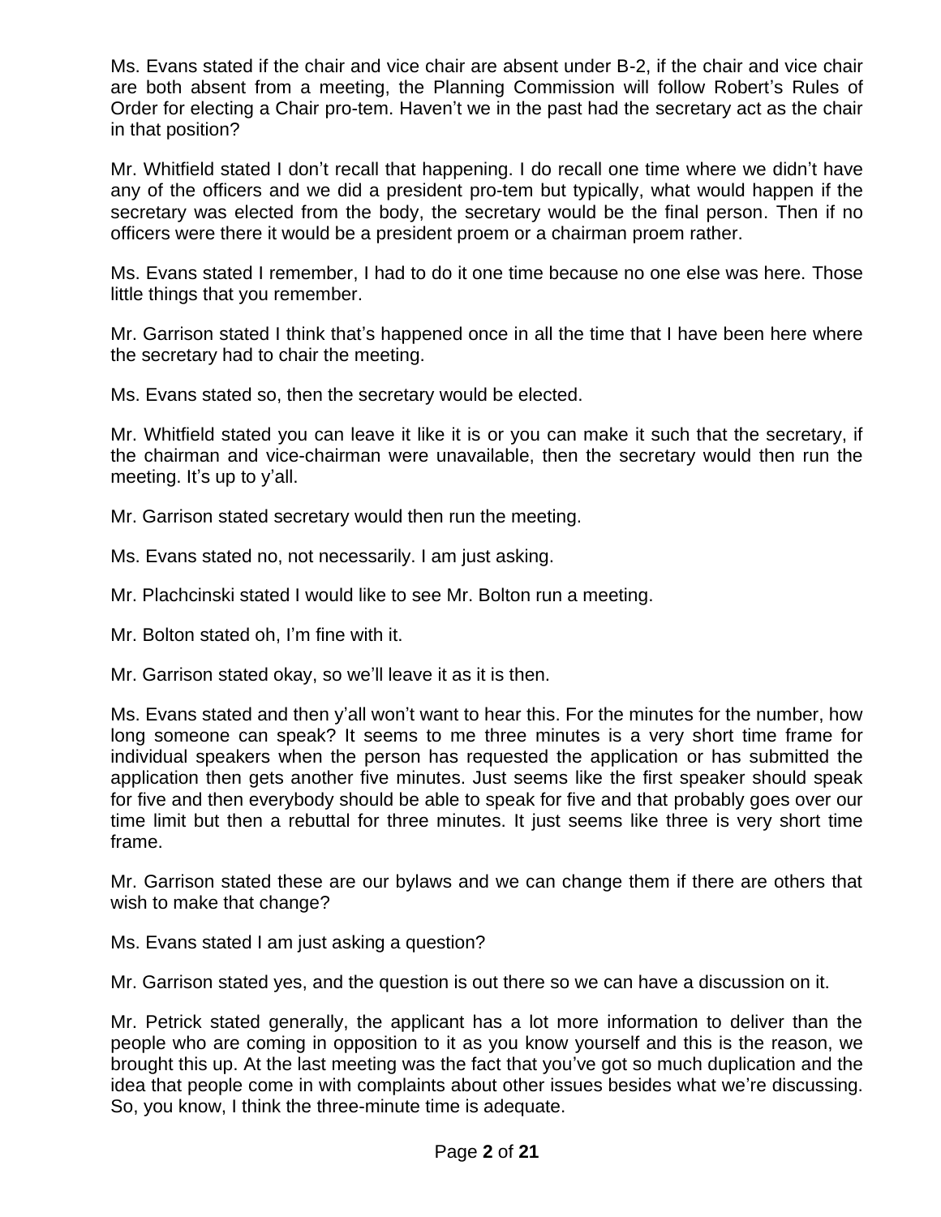Ms. Evans stated if the chair and vice chair are absent under B-2, if the chair and vice chair are both absent from a meeting, the Planning Commission will follow Robert's Rules of Order for electing a Chair pro-tem. Haven't we in the past had the secretary act as the chair in that position?

Mr. Whitfield stated I don't recall that happening. I do recall one time where we didn't have any of the officers and we did a president pro-tem but typically, what would happen if the secretary was elected from the body, the secretary would be the final person. Then if no officers were there it would be a president proem or a chairman proem rather.

Ms. Evans stated I remember, I had to do it one time because no one else was here. Those little things that you remember.

Mr. Garrison stated I think that's happened once in all the time that I have been here where the secretary had to chair the meeting.

Ms. Evans stated so, then the secretary would be elected.

Mr. Whitfield stated you can leave it like it is or you can make it such that the secretary, if the chairman and vice-chairman were unavailable, then the secretary would then run the meeting. It's up to y'all.

Mr. Garrison stated secretary would then run the meeting.

Ms. Evans stated no, not necessarily. I am just asking.

Mr. Plachcinski stated I would like to see Mr. Bolton run a meeting.

Mr. Bolton stated oh, I'm fine with it.

Mr. Garrison stated okay, so we'll leave it as it is then.

Ms. Evans stated and then y'all won't want to hear this. For the minutes for the number, how long someone can speak? It seems to me three minutes is a very short time frame for individual speakers when the person has requested the application or has submitted the application then gets another five minutes. Just seems like the first speaker should speak for five and then everybody should be able to speak for five and that probably goes over our time limit but then a rebuttal for three minutes. It just seems like three is very short time frame.

Mr. Garrison stated these are our bylaws and we can change them if there are others that wish to make that change?

Ms. Evans stated I am just asking a question?

Mr. Garrison stated yes, and the question is out there so we can have a discussion on it.

Mr. Petrick stated generally, the applicant has a lot more information to deliver than the people who are coming in opposition to it as you know yourself and this is the reason, we brought this up. At the last meeting was the fact that you've got so much duplication and the idea that people come in with complaints about other issues besides what we're discussing. So, you know, I think the three-minute time is adequate.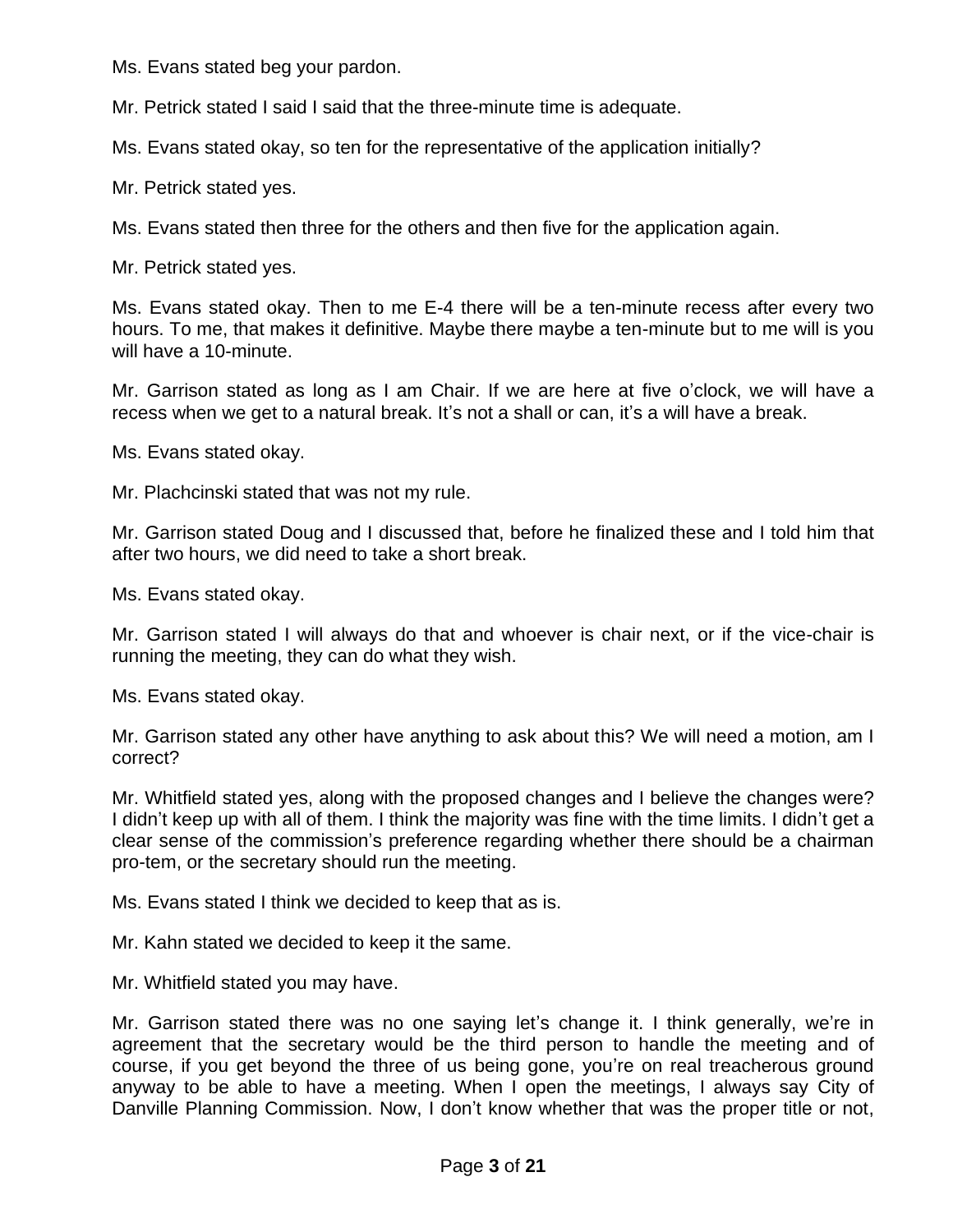Ms. Evans stated beg your pardon.

Mr. Petrick stated I said I said that the three-minute time is adequate.

Ms. Evans stated okay, so ten for the representative of the application initially?

Mr. Petrick stated yes.

Ms. Evans stated then three for the others and then five for the application again.

Mr. Petrick stated yes.

Ms. Evans stated okay. Then to me E-4 there will be a ten-minute recess after every two hours. To me, that makes it definitive. Maybe there maybe a ten-minute but to me will is you will have a 10-minute.

Mr. Garrison stated as long as I am Chair. If we are here at five o'clock, we will have a recess when we get to a natural break. It's not a shall or can, it's a will have a break.

Ms. Evans stated okay.

Mr. Plachcinski stated that was not my rule.

Mr. Garrison stated Doug and I discussed that, before he finalized these and I told him that after two hours, we did need to take a short break.

Ms. Evans stated okay.

Mr. Garrison stated I will always do that and whoever is chair next, or if the vice-chair is running the meeting, they can do what they wish.

Ms. Evans stated okay.

Mr. Garrison stated any other have anything to ask about this? We will need a motion, am I correct?

Mr. Whitfield stated yes, along with the proposed changes and I believe the changes were? I didn't keep up with all of them. I think the majority was fine with the time limits. I didn't get a clear sense of the commission's preference regarding whether there should be a chairman pro-tem, or the secretary should run the meeting.

Ms. Evans stated I think we decided to keep that as is.

Mr. Kahn stated we decided to keep it the same.

Mr. Whitfield stated you may have.

Mr. Garrison stated there was no one saying let's change it. I think generally, we're in agreement that the secretary would be the third person to handle the meeting and of course, if you get beyond the three of us being gone, you're on real treacherous ground anyway to be able to have a meeting. When I open the meetings, I always say City of Danville Planning Commission. Now, I don't know whether that was the proper title or not,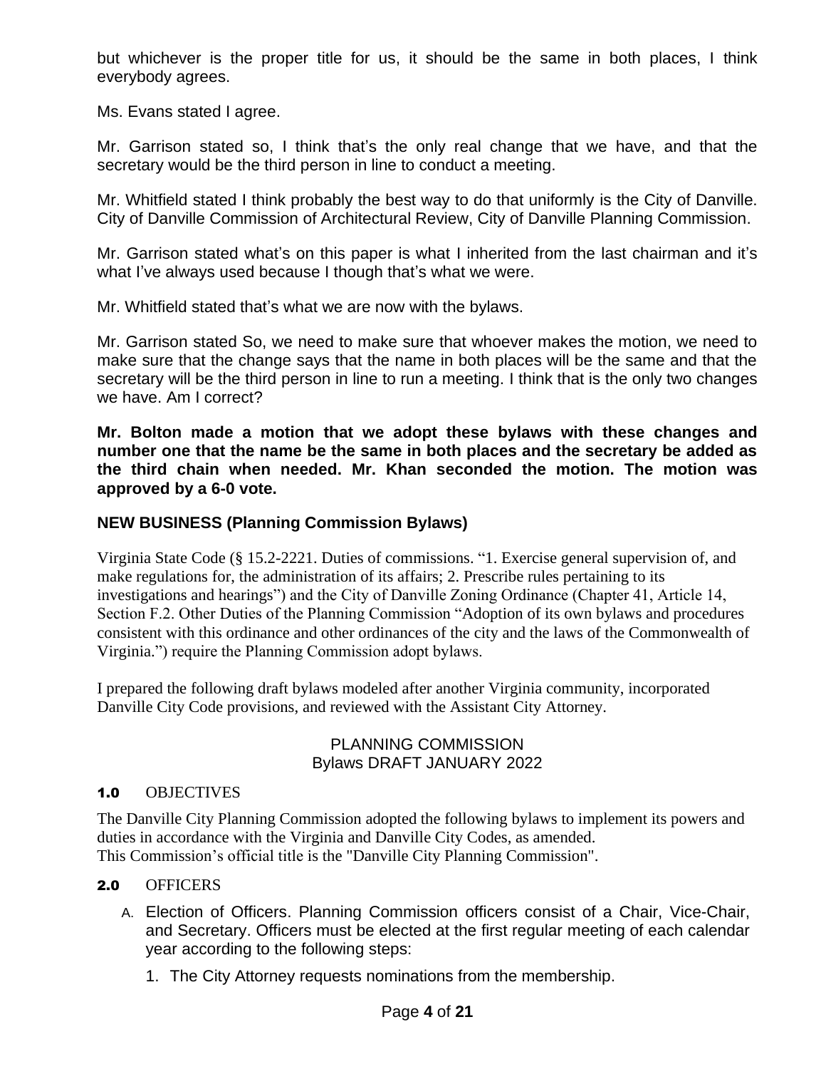but whichever is the proper title for us, it should be the same in both places, I think everybody agrees.

Ms. Evans stated I agree.

Mr. Garrison stated so, I think that's the only real change that we have, and that the secretary would be the third person in line to conduct a meeting.

Mr. Whitfield stated I think probably the best way to do that uniformly is the City of Danville. City of Danville Commission of Architectural Review, City of Danville Planning Commission.

Mr. Garrison stated what's on this paper is what I inherited from the last chairman and it's what I've always used because I though that's what we were.

Mr. Whitfield stated that's what we are now with the bylaws.

Mr. Garrison stated So, we need to make sure that whoever makes the motion, we need to make sure that the change says that the name in both places will be the same and that the secretary will be the third person in line to run a meeting. I think that is the only two changes we have. Am I correct?

**Mr. Bolton made a motion that we adopt these bylaws with these changes and number one that the name be the same in both places and the secretary be added as the third chain when needed. Mr. Khan seconded the motion. The motion was approved by a 6-0 vote.**

## NEW BUSINESS (Planning Commission Bylaws)

Virginia State Code (§ 15.2-2221. Duties of commissions. "1. Exercise general supervision of, and make regulations for, the administration of its affairs; 2. Prescribe rules pertaining to its investigations and hearings") and the City of Danville Zoning Ordinance (Chapter 41, Article 14, Section F.2. Other Duties of the Planning Commission "Adoption of its own bylaws and procedures consistent with this ordinance and other ordinances of the city and the laws of the Commonwealth of Virginia.") require the Planning Commission adopt bylaws.

I prepared the following draft bylaws modeled after another Virginia community, incorporated Danville City Code provisions, and reviewed with the Assistant City Attorney.

### PLANNING COMMISSION
### Bylaws DRAFT JANUARY 2022

**1.0** OBJECTIVES

The Danville City Planning Commission adopted the following bylaws to implement its powers and duties in accordance with the Virginia and Danville City Codes, as amended.
This Commission's official title is the "Danville City Planning Commission".

**2.0** OFFICERS

A. Election of Officers. Planning Commission officers consist of a Chair, Vice-Chair, and Secretary. Officers must be elected at the first regular meeting of each calendar year according to the following steps:

   1. The City Attorney requests nominations from the membership.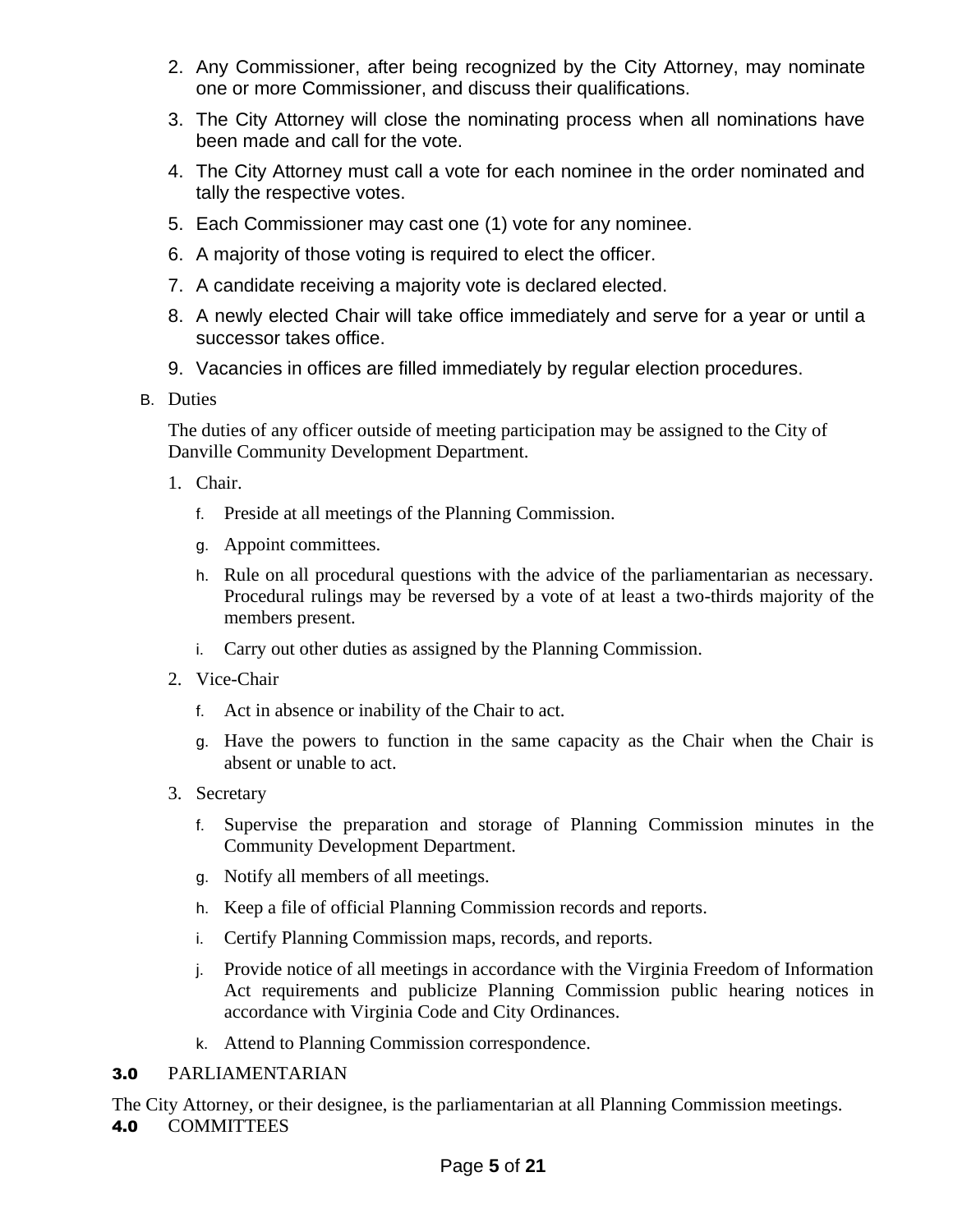2. Any Commissioner, after being recognized by the City Attorney, may nominate one or more Commissioner, and discuss their qualifications.
3. The City Attorney will close the nominating process when all nominations have been made and call for the vote.
4. The City Attorney must call a vote for each nominee in the order nominated and tally the respective votes.
5. Each Commissioner may cast one (1) vote for any nominee.
6. A majority of those voting is required to elect the officer.
7. A candidate receiving a majority vote is declared elected.
8. A newly elected Chair will take office immediately and serve for a year or until a successor takes office.
9. Vacancies in offices are filled immediately by regular election procedures.

B. Duties

The duties of any officer outside of meeting participation may be assigned to the City of Danville Community Development Department.

1. Chair.
   f. Preside at all meetings of the Planning Commission.
   g. Appoint committees.
   h. Rule on all procedural questions with the advice of the parliamentarian as necessary. Procedural rulings may be reversed by a vote of at least a two-thirds majority of the members present.
   i. Carry out other duties as assigned by the Planning Commission.
2. Vice-Chair
   f. Act in absence or inability of the Chair to act.
   g. Have the powers to function in the same capacity as the Chair when the Chair is absent or unable to act.
3. Secretary
   f. Supervise the preparation and storage of Planning Commission minutes in the Community Development Department.
   g. Notify all members of all meetings.
   h. Keep a file of official Planning Commission records and reports.
   i. Certify Planning Commission maps, records, and reports.
   j. Provide notice of all meetings in accordance with the Virginia Freedom of Information Act requirements and publicize Planning Commission public hearing notices in accordance with Virginia Code and City Ordinances.
   k. Attend to Planning Commission correspondence.

## 3.0 PARLIAMENTARIAN

The City Attorney, or their designee, is the parliamentarian at all Planning Commission meetings.

## 4.0 COMMITTEES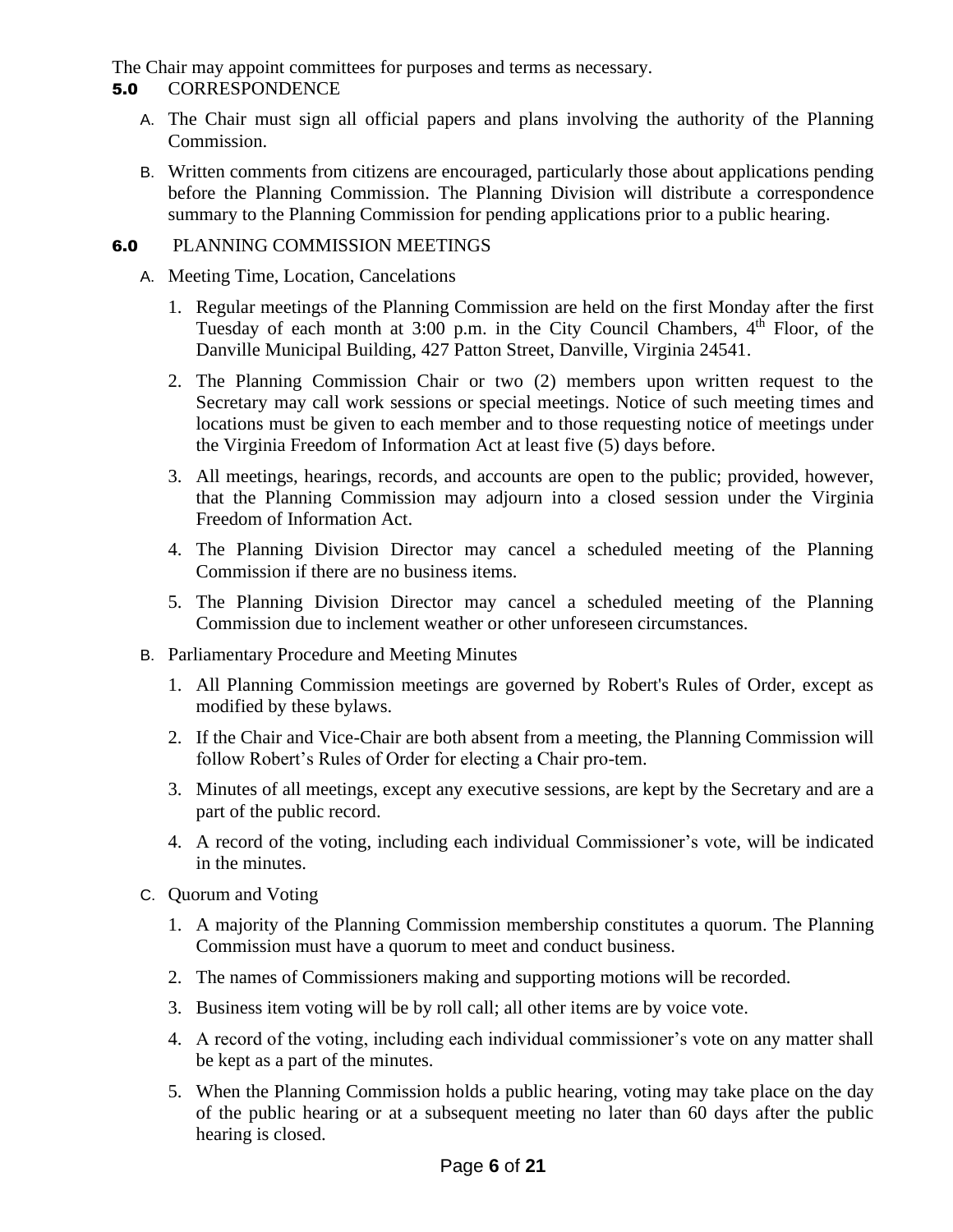The Chair may appoint committees for purposes and terms as necessary.

## 5.0 CORRESPONDENCE

A. The Chair must sign all official papers and plans involving the authority of the Planning Commission.

B. Written comments from citizens are encouraged, particularly those about applications pending before the Planning Commission. The Planning Division will distribute a correspondence summary to the Planning Commission for pending applications prior to a public hearing.

## 6.0 PLANNING COMMISSION MEETINGS

A. Meeting Time, Location, Cancelations

1. Regular meetings of the Planning Commission are held on the first Monday after the first Tuesday of each month at 3:00 p.m. in the City Council Chambers, 4th Floor, of the Danville Municipal Building, 427 Patton Street, Danville, Virginia 24541.
2. The Planning Commission Chair or two (2) members upon written request to the Secretary may call work sessions or special meetings. Notice of such meeting times and locations must be given to each member and to those requesting notice of meetings under the Virginia Freedom of Information Act at least five (5) days before.
3. All meetings, hearings, records, and accounts are open to the public; provided, however, that the Planning Commission may adjourn into a closed session under the Virginia Freedom of Information Act.
4. The Planning Division Director may cancel a scheduled meeting of the Planning Commission if there are no business items.
5. The Planning Division Director may cancel a scheduled meeting of the Planning Commission due to inclement weather or other unforeseen circumstances.

B. Parliamentary Procedure and Meeting Minutes

1. All Planning Commission meetings are governed by Robert's Rules of Order, except as modified by these bylaws.
2. If the Chair and Vice-Chair are both absent from a meeting, the Planning Commission will follow Robert's Rules of Order for electing a Chair pro-tem.
3. Minutes of all meetings, except any executive sessions, are kept by the Secretary and are a part of the public record.
4. A record of the voting, including each individual Commissioner's vote, will be indicated in the minutes.

C. Quorum and Voting

1. A majority of the Planning Commission membership constitutes a quorum. The Planning Commission must have a quorum to meet and conduct business.
2. The names of Commissioners making and supporting motions will be recorded.
3. Business item voting will be by roll call; all other items are by voice vote.
4. A record of the voting, including each individual commissioner's vote on any matter shall be kept as a part of the minutes.
5. When the Planning Commission holds a public hearing, voting may take place on the day of the public hearing or at a subsequent meeting no later than 60 days after the public hearing is closed.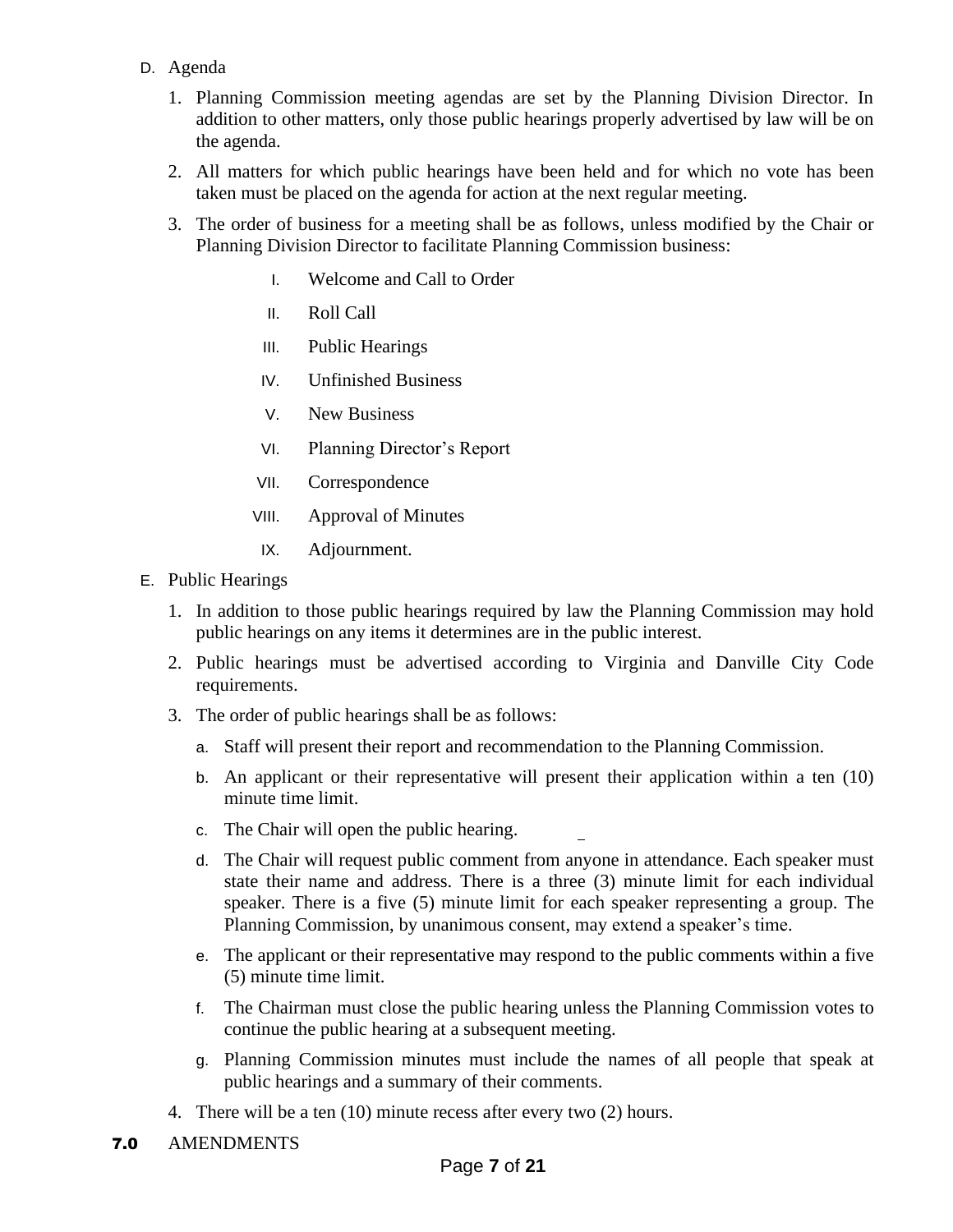D. Agenda

1. Planning Commission meeting agendas are set by the Planning Division Director. In addition to other matters, only those public hearings properly advertised by law will be on the agenda.
2. All matters for which public hearings have been held and for which no vote has been taken must be placed on the agenda for action at the next regular meeting.
3. The order of business for a meeting shall be as follows, unless modified by the Chair or Planning Division Director to facilitate Planning Commission business:

   I. Welcome and Call to Order

   II. Roll Call

   III. Public Hearings

   IV. Unfinished Business

   V. New Business

   VI. Planning Director's Report

   VII. Correspondence

   VIII. Approval of Minutes

   IX. Adjournment.

E. Public Hearings

1. In addition to those public hearings required by law the Planning Commission may hold public hearings on any items it determines are in the public interest.
2. Public hearings must be advertised according to Virginia and Danville City Code requirements.
3. The order of public hearings shall be as follows:
   a. Staff will present their report and recommendation to the Planning Commission.
   b. An applicant or their representative will present their application within a ten (10) minute time limit.
   c. The Chair will open the public hearing.
   d. The Chair will request public comment from anyone in attendance. Each speaker must state their name and address. There is a three (3) minute limit for each individual speaker. There is a five (5) minute limit for each speaker representing a group. The Planning Commission, by unanimous consent, may extend a speaker's time.
   e. The applicant or their representative may respond to the public comments within a five (5) minute time limit.
   f. The Chairman must close the public hearing unless the Planning Commission votes to continue the public hearing at a subsequent meeting.
   g. Planning Commission minutes must include the names of all people that speak at public hearings and a summary of their comments.
4. There will be a ten (10) minute recess after every two (2) hours.

**7.0** AMENDMENTS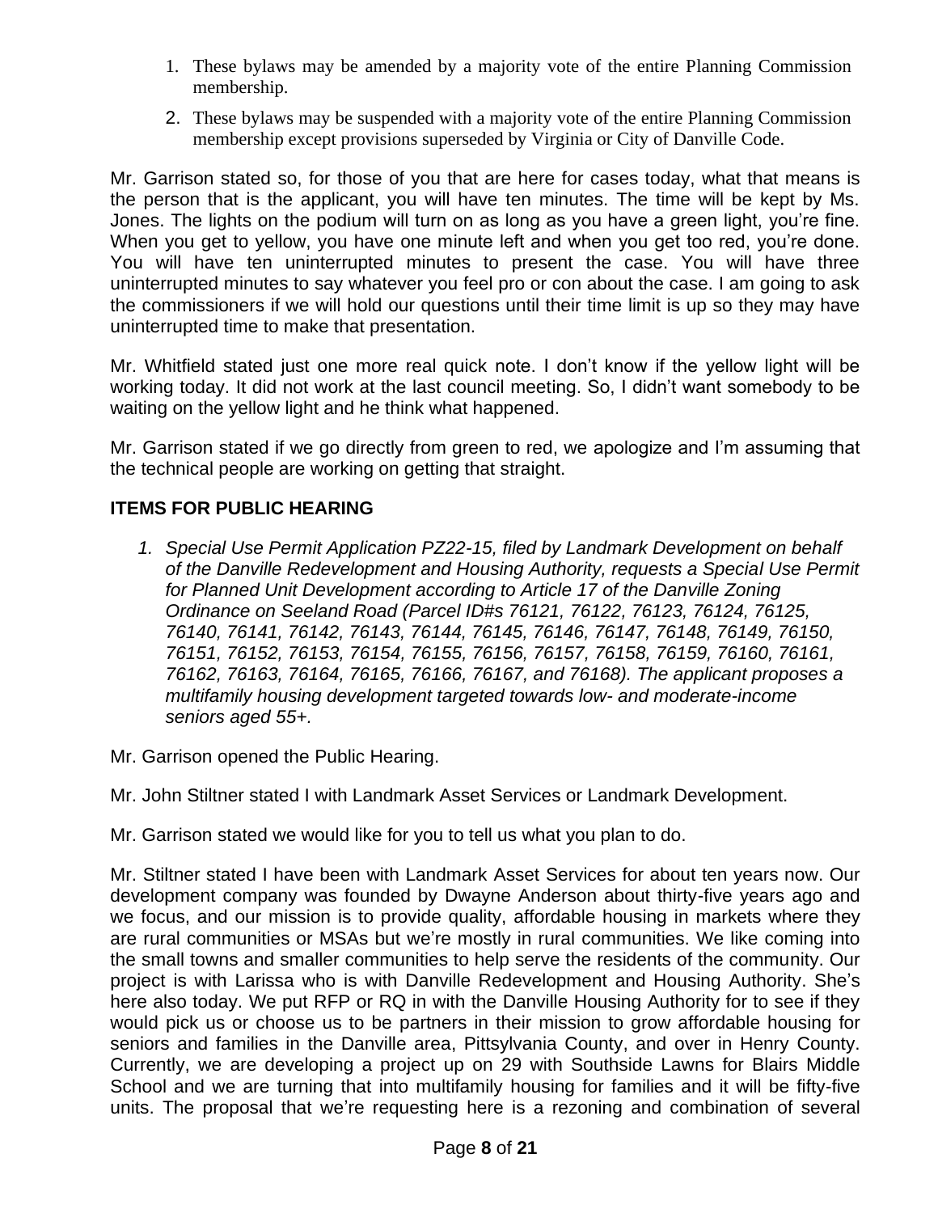1. These bylaws may be amended by a majority vote of the entire Planning Commission membership.
2. These bylaws may be suspended with a majority vote of the entire Planning Commission membership except provisions superseded by Virginia or City of Danville Code.

Mr. Garrison stated so, for those of you that are here for cases today, what that means is the person that is the applicant, you will have ten minutes. The time will be kept by Ms. Jones. The lights on the podium will turn on as long as you have a green light, you're fine. When you get to yellow, you have one minute left and when you get too red, you're done. You will have ten uninterrupted minutes to present the case. You will have three uninterrupted minutes to say whatever you feel pro or con about the case. I am going to ask the commissioners if we will hold our questions until their time limit is up so they may have uninterrupted time to make that presentation.

Mr. Whitfield stated just one more real quick note. I don't know if the yellow light will be working today. It did not work at the last council meeting. So, I didn't want somebody to be waiting on the yellow light and he think what happened.

Mr. Garrison stated if we go directly from green to red, we apologize and I'm assuming that the technical people are working on getting that straight.

## ITEMS FOR PUBLIC HEARING

1. *Special Use Permit Application PZ22-15, filed by Landmark Development on behalf of the Danville Redevelopment and Housing Authority, requests a Special Use Permit for Planned Unit Development according to Article 17 of the Danville Zoning Ordinance on Seeland Road (Parcel ID#s 76121, 76122, 76123, 76124, 76125, 76140, 76141, 76142, 76143, 76144, 76145, 76146, 76147, 76148, 76149, 76150, 76151, 76152, 76153, 76154, 76155, 76156, 76157, 76158, 76159, 76160, 76161, 76162, 76163, 76164, 76165, 76166, 76167, and 76168). The applicant proposes a multifamily housing development targeted towards low- and moderate-income seniors aged 55+.*

Mr. Garrison opened the Public Hearing.

Mr. John Stiltner stated I with Landmark Asset Services or Landmark Development.

Mr. Garrison stated we would like for you to tell us what you plan to do.

Mr. Stiltner stated I have been with Landmark Asset Services for about ten years now. Our development company was founded by Dwayne Anderson about thirty-five years ago and we focus, and our mission is to provide quality, affordable housing in markets where they are rural communities or MSAs but we're mostly in rural communities. We like coming into the small towns and smaller communities to help serve the residents of the community. Our project is with Larissa who is with Danville Redevelopment and Housing Authority. She's here also today. We put RFP or RQ in with the Danville Housing Authority for to see if they would pick us or choose us to be partners in their mission to grow affordable housing for seniors and families in the Danville area, Pittsylvania County, and over in Henry County. Currently, we are developing a project up on 29 with Southside Lawns for Blairs Middle School and we are turning that into multifamily housing for families and it will be fifty-five units. The proposal that we're requesting here is a rezoning and combination of several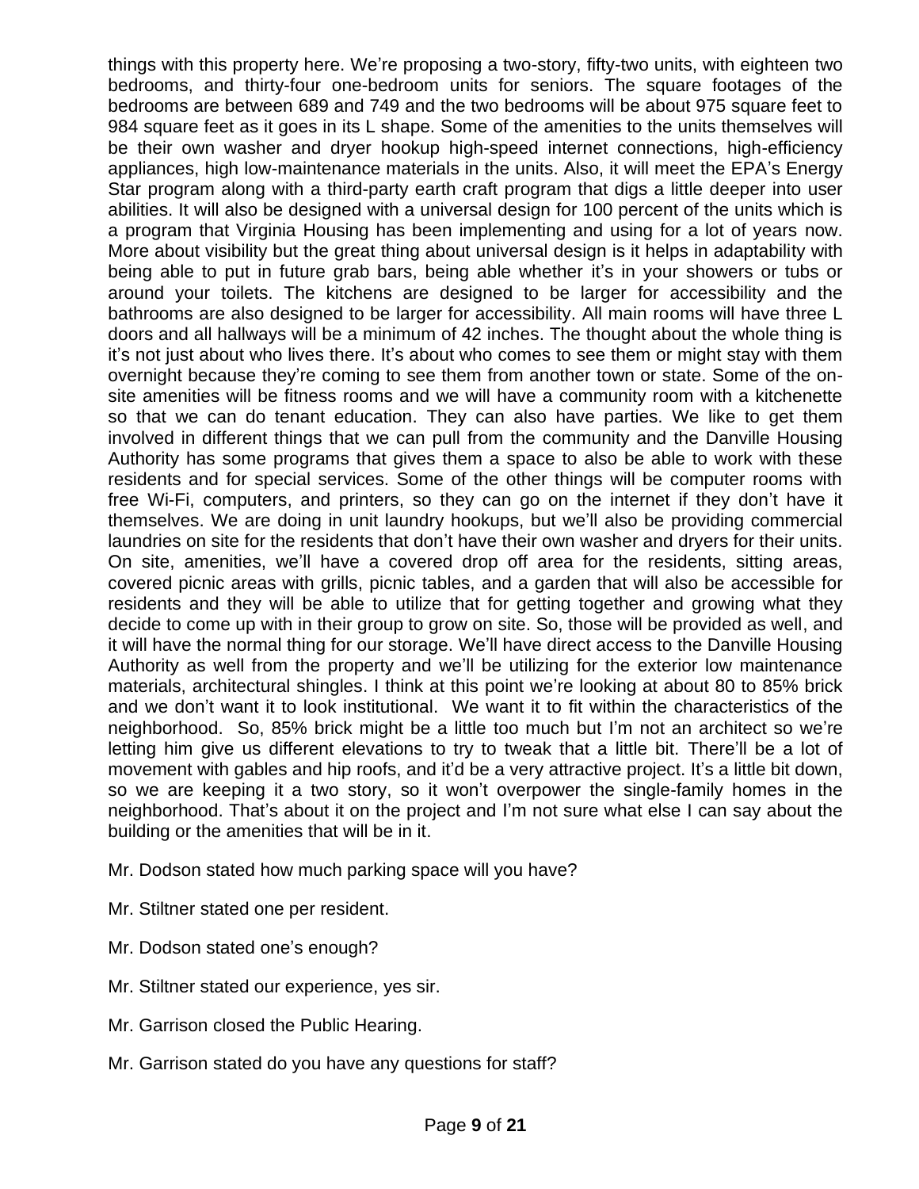things with this property here. We're proposing a two-story, fifty-two units, with eighteen two bedrooms, and thirty-four one-bedroom units for seniors. The square footages of the bedrooms are between 689 and 749 and the two bedrooms will be about 975 square feet to 984 square feet as it goes in its L shape. Some of the amenities to the units themselves will be their own washer and dryer hookup high-speed internet connections, high-efficiency appliances, high low-maintenance materials in the units. Also, it will meet the EPA's Energy Star program along with a third-party earth craft program that digs a little deeper into user abilities. It will also be designed with a universal design for 100 percent of the units which is a program that Virginia Housing has been implementing and using for a lot of years now. More about visibility but the great thing about universal design is it helps in adaptability with being able to put in future grab bars, being able whether it's in your showers or tubs or around your toilets. The kitchens are designed to be larger for accessibility and the bathrooms are also designed to be larger for accessibility. All main rooms will have three L doors and all hallways will be a minimum of 42 inches. The thought about the whole thing is it's not just about who lives there. It's about who comes to see them or might stay with them overnight because they're coming to see them from another town or state. Some of the on-site amenities will be fitness rooms and we will have a community room with a kitchenette so that we can do tenant education. They can also have parties. We like to get them involved in different things that we can pull from the community and the Danville Housing Authority has some programs that gives them a space to also be able to work with these residents and for special services. Some of the other things will be computer rooms with free Wi-Fi, computers, and printers, so they can go on the internet if they don't have it themselves. We are doing in unit laundry hookups, but we'll also be providing commercial laundries on site for the residents that don't have their own washer and dryers for their units. On site, amenities, we'll have a covered drop off area for the residents, sitting areas, covered picnic areas with grills, picnic tables, and a garden that will also be accessible for residents and they will be able to utilize that for getting together and growing what they decide to come up with in their group to grow on site. So, those will be provided as well, and it will have the normal thing for our storage. We'll have direct access to the Danville Housing Authority as well from the property and we'll be utilizing for the exterior low maintenance materials, architectural shingles. I think at this point we're looking at about 80 to 85% brick and we don't want it to look institutional. We want it to fit within the characteristics of the neighborhood. So, 85% brick might be a little too much but I'm not an architect so we're letting him give us different elevations to try to tweak that a little bit. There'll be a lot of movement with gables and hip roofs, and it'd be a very attractive project. It's a little bit down, so we are keeping it a two story, so it won't overpower the single-family homes in the neighborhood. That's about it on the project and I'm not sure what else I can say about the building or the amenities that will be in it.

Mr. Dodson stated how much parking space will you have?

Mr. Stiltner stated one per resident.

Mr. Dodson stated one's enough?

Mr. Stiltner stated our experience, yes sir.

Mr. Garrison closed the Public Hearing.

Mr. Garrison stated do you have any questions for staff?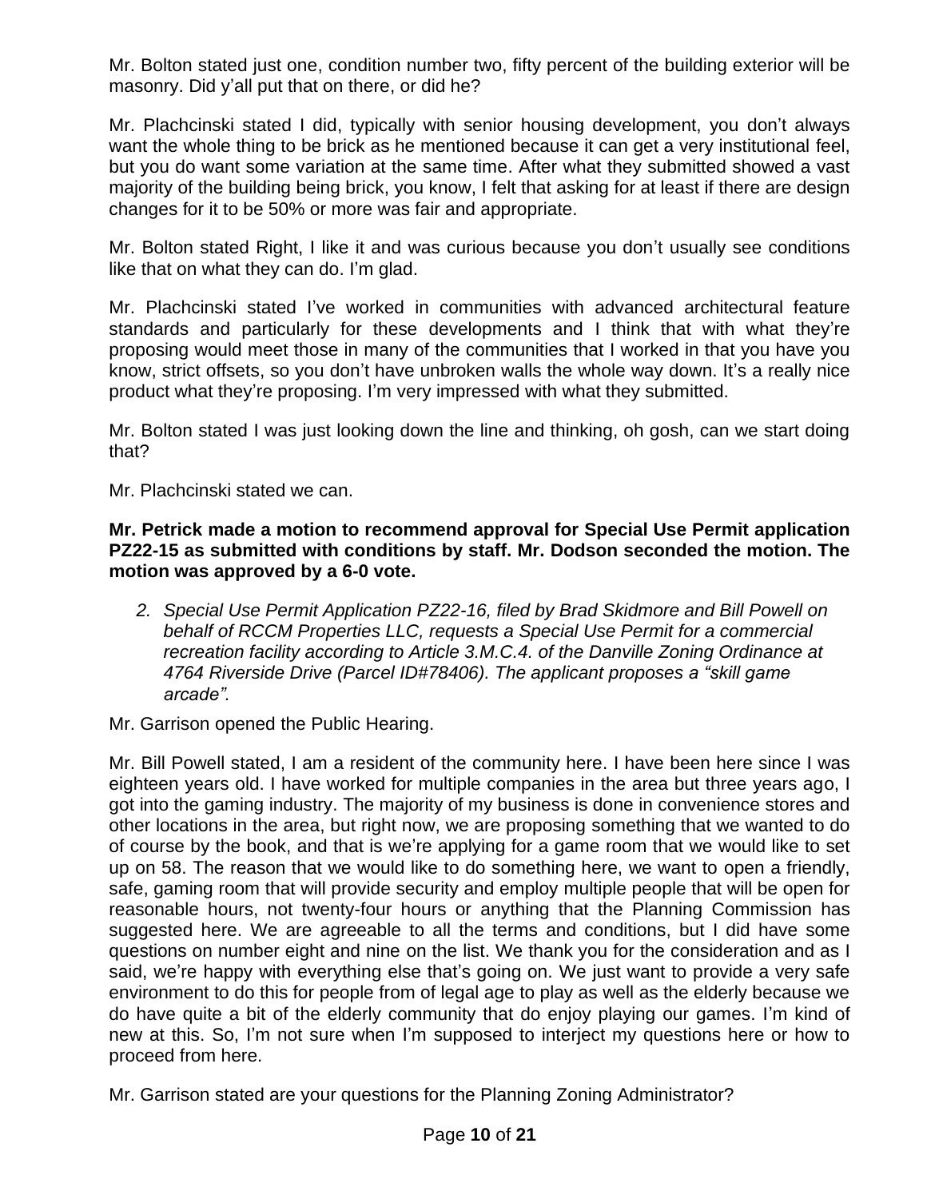Mr. Bolton stated just one, condition number two, fifty percent of the building exterior will be masonry. Did y'all put that on there, or did he?

Mr. Plachcinski stated I did, typically with senior housing development, you don't always want the whole thing to be brick as he mentioned because it can get a very institutional feel, but you do want some variation at the same time. After what they submitted showed a vast majority of the building being brick, you know, I felt that asking for at least if there are design changes for it to be 50% or more was fair and appropriate.

Mr. Bolton stated Right, I like it and was curious because you don't usually see conditions like that on what they can do. I'm glad.

Mr. Plachcinski stated I've worked in communities with advanced architectural feature standards and particularly for these developments and I think that with what they're proposing would meet those in many of the communities that I worked in that you have you know, strict offsets, so you don't have unbroken walls the whole way down. It's a really nice product what they're proposing. I'm very impressed with what they submitted.

Mr. Bolton stated I was just looking down the line and thinking, oh gosh, can we start doing that?

Mr. Plachcinski stated we can.

**Mr. Petrick made a motion to recommend approval for Special Use Permit application PZ22-15 as submitted with conditions by staff. Mr. Dodson seconded the motion. The motion was approved by a 6-0 vote.**

2. *Special Use Permit Application PZ22-16, filed by Brad Skidmore and Bill Powell on behalf of RCCM Properties LLC, requests a Special Use Permit for a commercial recreation facility according to Article 3.M.C.4. of the Danville Zoning Ordinance at 4764 Riverside Drive (Parcel ID#78406). The applicant proposes a "skill game arcade".*

Mr. Garrison opened the Public Hearing.

Mr. Bill Powell stated, I am a resident of the community here. I have been here since I was eighteen years old. I have worked for multiple companies in the area but three years ago, I got into the gaming industry. The majority of my business is done in convenience stores and other locations in the area, but right now, we are proposing something that we wanted to do of course by the book, and that is we're applying for a game room that we would like to set up on 58. The reason that we would like to do something here, we want to open a friendly, safe, gaming room that will provide security and employ multiple people that will be open for reasonable hours, not twenty-four hours or anything that the Planning Commission has suggested here. We are agreeable to all the terms and conditions, but I did have some questions on number eight and nine on the list. We thank you for the consideration and as I said, we're happy with everything else that's going on. We just want to provide a very safe environment to do this for people from of legal age to play as well as the elderly because we do have quite a bit of the elderly community that do enjoy playing our games. I'm kind of new at this. So, I'm not sure when I'm supposed to interject my questions here or how to proceed from here.

Mr. Garrison stated are your questions for the Planning Zoning Administrator?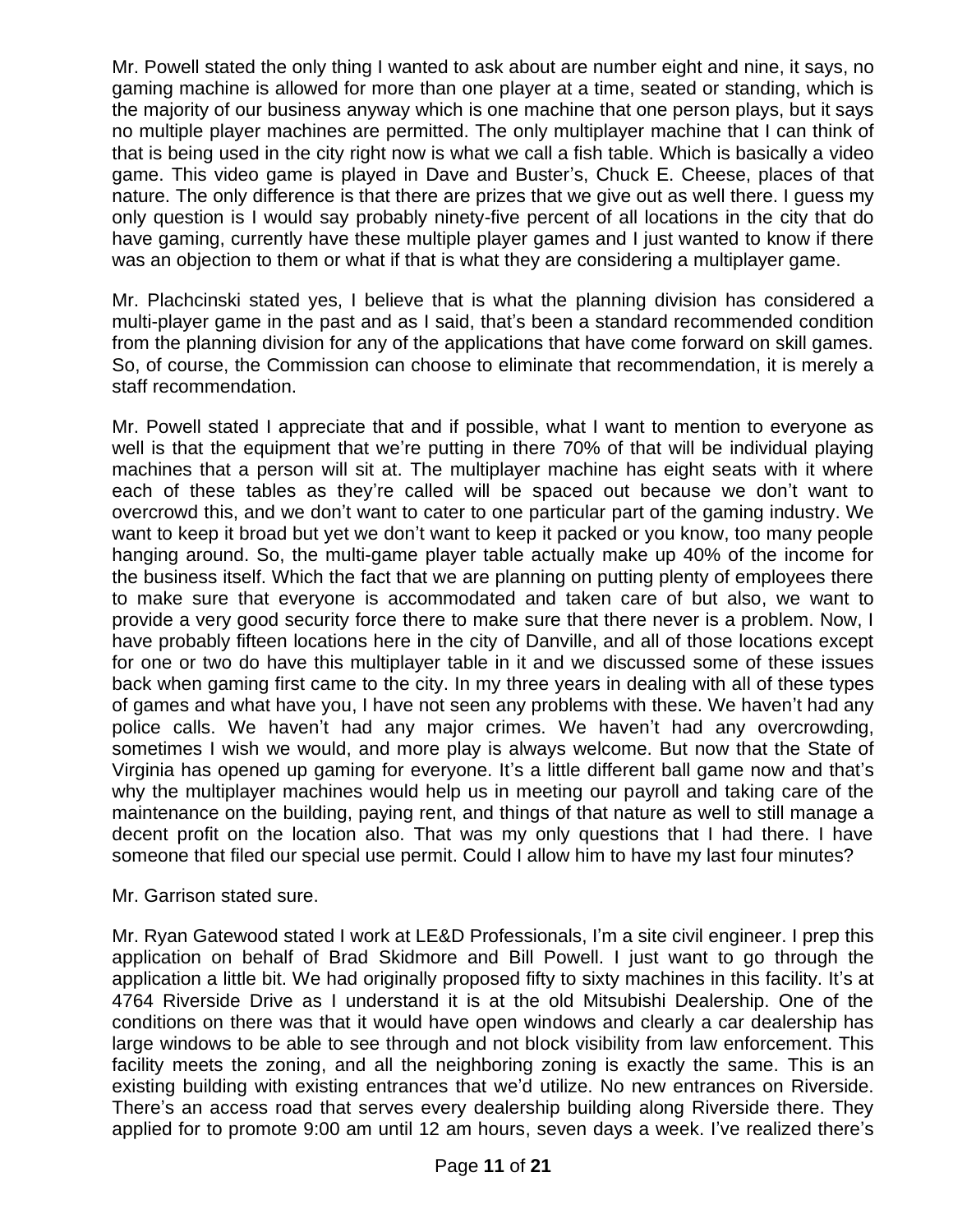Mr. Powell stated the only thing I wanted to ask about are number eight and nine, it says, no gaming machine is allowed for more than one player at a time, seated or standing, which is the majority of our business anyway which is one machine that one person plays, but it says no multiple player machines are permitted. The only multiplayer machine that I can think of that is being used in the city right now is what we call a fish table. Which is basically a video game. This video game is played in Dave and Buster's, Chuck E. Cheese, places of that nature. The only difference is that there are prizes that we give out as well there. I guess my only question is I would say probably ninety-five percent of all locations in the city that do have gaming, currently have these multiple player games and I just wanted to know if there was an objection to them or what if that is what they are considering a multiplayer game.

Mr. Plachcinski stated yes, I believe that is what the planning division has considered a multi-player game in the past and as I said, that's been a standard recommended condition from the planning division for any of the applications that have come forward on skill games. So, of course, the Commission can choose to eliminate that recommendation, it is merely a staff recommendation.

Mr. Powell stated I appreciate that and if possible, what I want to mention to everyone as well is that the equipment that we're putting in there 70% of that will be individual playing machines that a person will sit at. The multiplayer machine has eight seats with it where each of these tables as they're called will be spaced out because we don't want to overcrowd this, and we don't want to cater to one particular part of the gaming industry. We want to keep it broad but yet we don't want to keep it packed or you know, too many people hanging around. So, the multi-game player table actually make up 40% of the income for the business itself. Which the fact that we are planning on putting plenty of employees there to make sure that everyone is accommodated and taken care of but also, we want to provide a very good security force there to make sure that there never is a problem. Now, I have probably fifteen locations here in the city of Danville, and all of those locations except for one or two do have this multiplayer table in it and we discussed some of these issues back when gaming first came to the city. In my three years in dealing with all of these types of games and what have you, I have not seen any problems with these. We haven't had any police calls. We haven't had any major crimes. We haven't had any overcrowding, sometimes I wish we would, and more play is always welcome. But now that the State of Virginia has opened up gaming for everyone. It's a little different ball game now and that's why the multiplayer machines would help us in meeting our payroll and taking care of the maintenance on the building, paying rent, and things of that nature as well to still manage a decent profit on the location also. That was my only questions that I had there. I have someone that filed our special use permit. Could I allow him to have my last four minutes?

Mr. Garrison stated sure.

Mr. Ryan Gatewood stated I work at LE&D Professionals, I'm a site civil engineer. I prep this application on behalf of Brad Skidmore and Bill Powell. I just want to go through the application a little bit. We had originally proposed fifty to sixty machines in this facility. It's at 4764 Riverside Drive as I understand it is at the old Mitsubishi Dealership. One of the conditions on there was that it would have open windows and clearly a car dealership has large windows to be able to see through and not block visibility from law enforcement. This facility meets the zoning, and all the neighboring zoning is exactly the same. This is an existing building with existing entrances that we'd utilize. No new entrances on Riverside. There's an access road that serves every dealership building along Riverside there. They applied for to promote 9:00 am until 12 am hours, seven days a week. I've realized there's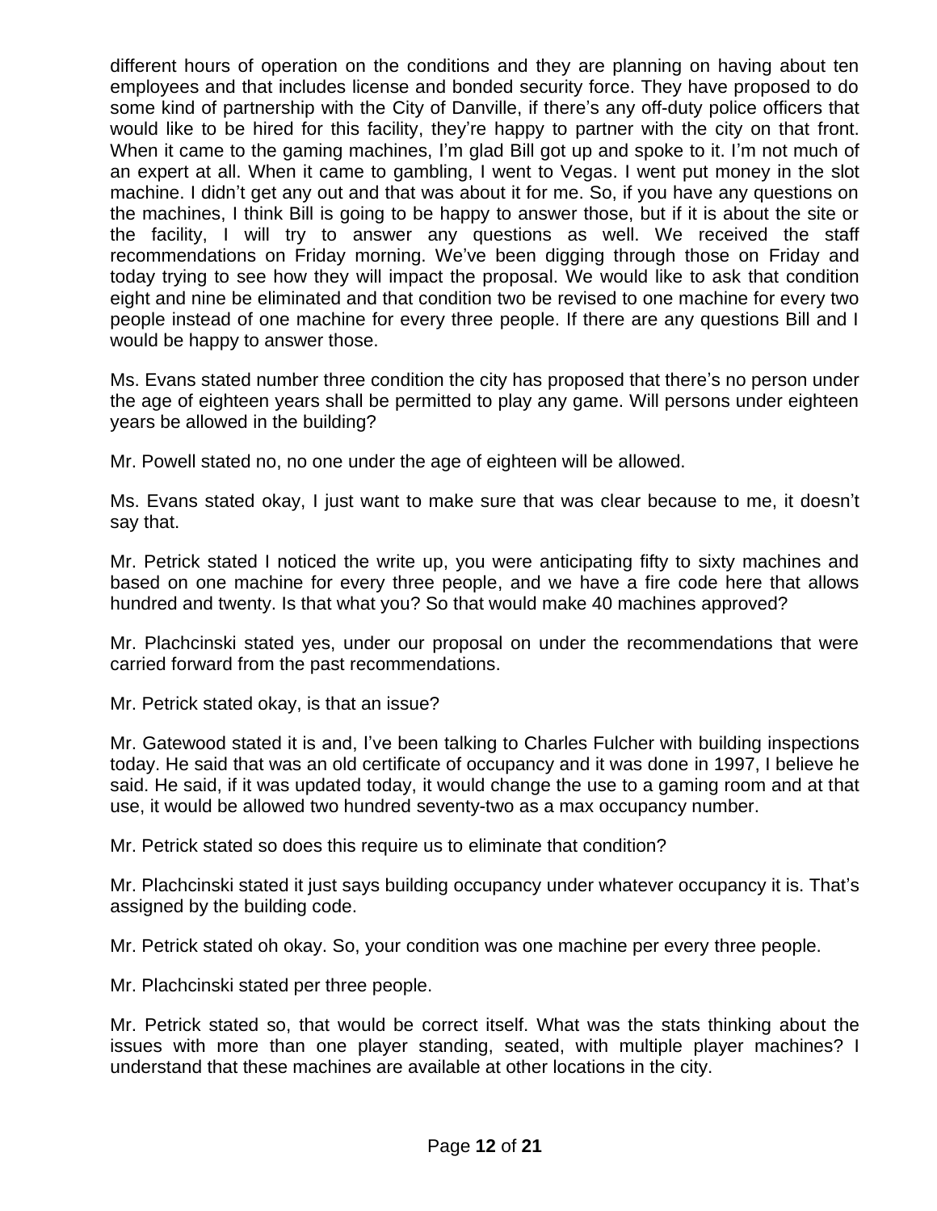different hours of operation on the conditions and they are planning on having about ten employees and that includes license and bonded security force. They have proposed to do some kind of partnership with the City of Danville, if there's any off-duty police officers that would like to be hired for this facility, they're happy to partner with the city on that front. When it came to the gaming machines, I'm glad Bill got up and spoke to it. I'm not much of an expert at all. When it came to gambling, I went to Vegas. I went put money in the slot machine. I didn't get any out and that was about it for me. So, if you have any questions on the machines, I think Bill is going to be happy to answer those, but if it is about the site or the facility, I will try to answer any questions as well. We received the staff recommendations on Friday morning. We've been digging through those on Friday and today trying to see how they will impact the proposal. We would like to ask that condition eight and nine be eliminated and that condition two be revised to one machine for every two people instead of one machine for every three people. If there are any questions Bill and I would be happy to answer those.

Ms. Evans stated number three condition the city has proposed that there's no person under the age of eighteen years shall be permitted to play any game. Will persons under eighteen years be allowed in the building?

Mr. Powell stated no, no one under the age of eighteen will be allowed.

Ms. Evans stated okay, I just want to make sure that was clear because to me, it doesn't say that.

Mr. Petrick stated I noticed the write up, you were anticipating fifty to sixty machines and based on one machine for every three people, and we have a fire code here that allows hundred and twenty. Is that what you? So that would make 40 machines approved?

Mr. Plachcinski stated yes, under our proposal on under the recommendations that were carried forward from the past recommendations.

Mr. Petrick stated okay, is that an issue?

Mr. Gatewood stated it is and, I've been talking to Charles Fulcher with building inspections today. He said that was an old certificate of occupancy and it was done in 1997, I believe he said. He said, if it was updated today, it would change the use to a gaming room and at that use, it would be allowed two hundred seventy-two as a max occupancy number.

Mr. Petrick stated so does this require us to eliminate that condition?

Mr. Plachcinski stated it just says building occupancy under whatever occupancy it is. That's assigned by the building code.

Mr. Petrick stated oh okay. So, your condition was one machine per every three people.

Mr. Plachcinski stated per three people.

Mr. Petrick stated so, that would be correct itself. What was the stats thinking about the issues with more than one player standing, seated, with multiple player machines? I understand that these machines are available at other locations in the city.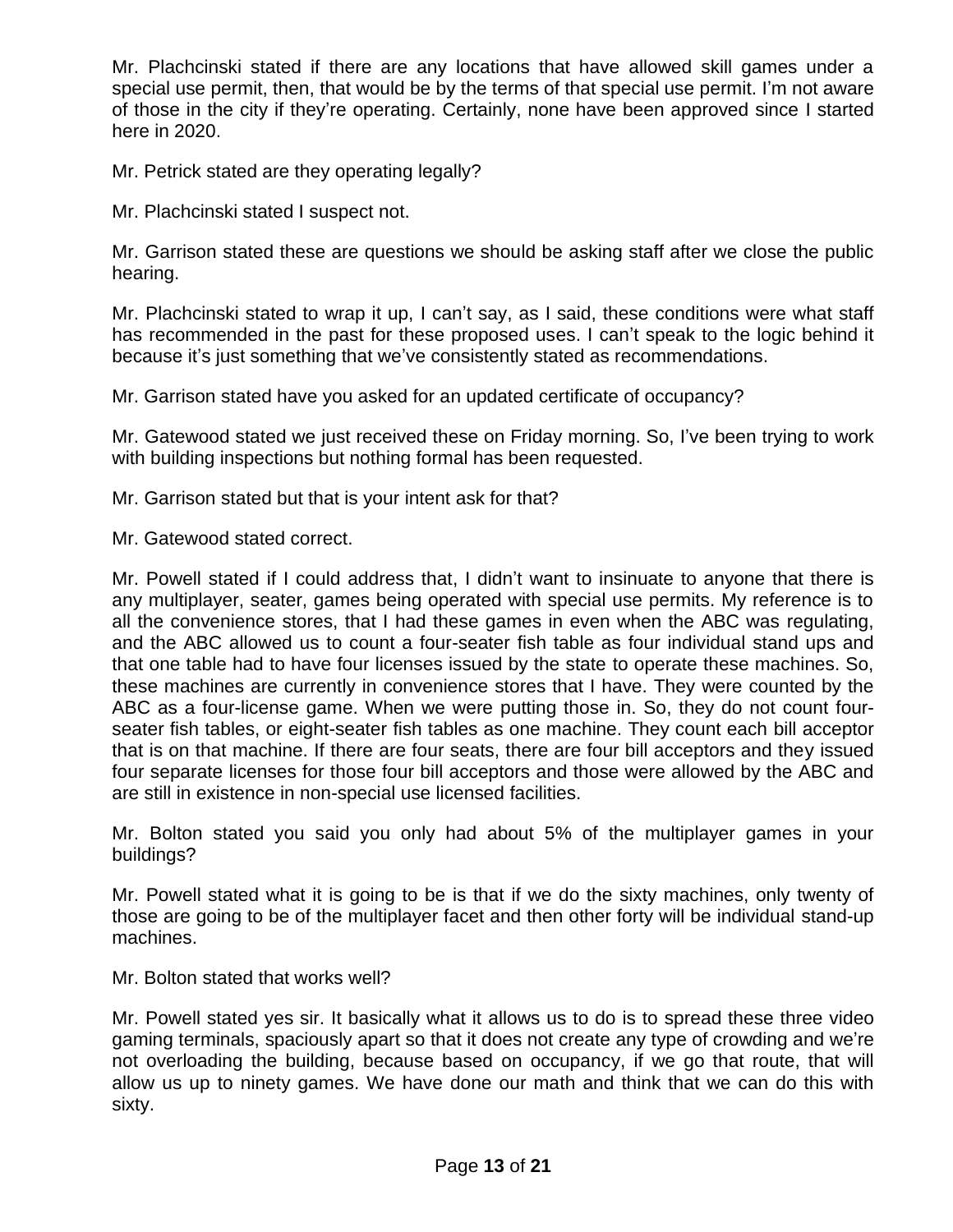Mr. Plachcinski stated if there are any locations that have allowed skill games under a special use permit, then, that would be by the terms of that special use permit. I'm not aware of those in the city if they're operating. Certainly, none have been approved since I started here in 2020.

Mr. Petrick stated are they operating legally?

Mr. Plachcinski stated I suspect not.

Mr. Garrison stated these are questions we should be asking staff after we close the public hearing.

Mr. Plachcinski stated to wrap it up, I can't say, as I said, these conditions were what staff has recommended in the past for these proposed uses. I can't speak to the logic behind it because it's just something that we've consistently stated as recommendations.

Mr. Garrison stated have you asked for an updated certificate of occupancy?

Mr. Gatewood stated we just received these on Friday morning. So, I've been trying to work with building inspections but nothing formal has been requested.

Mr. Garrison stated but that is your intent ask for that?

Mr. Gatewood stated correct.

Mr. Powell stated if I could address that, I didn't want to insinuate to anyone that there is any multiplayer, seater, games being operated with special use permits. My reference is to all the convenience stores, that I had these games in even when the ABC was regulating, and the ABC allowed us to count a four-seater fish table as four individual stand ups and that one table had to have four licenses issued by the state to operate these machines. So, these machines are currently in convenience stores that I have. They were counted by the ABC as a four-license game. When we were putting those in. So, they do not count four-seater fish tables, or eight-seater fish tables as one machine. They count each bill acceptor that is on that machine. If there are four seats, there are four bill acceptors and they issued four separate licenses for those four bill acceptors and those were allowed by the ABC and are still in existence in non-special use licensed facilities.

Mr. Bolton stated you said you only had about 5% of the multiplayer games in your buildings?

Mr. Powell stated what it is going to be is that if we do the sixty machines, only twenty of those are going to be of the multiplayer facet and then other forty will be individual stand-up machines.

Mr. Bolton stated that works well?

Mr. Powell stated yes sir. It basically what it allows us to do is to spread these three video gaming terminals, spaciously apart so that it does not create any type of crowding and we're not overloading the building, because based on occupancy, if we go that route, that will allow us up to ninety games. We have done our math and think that we can do this with sixty.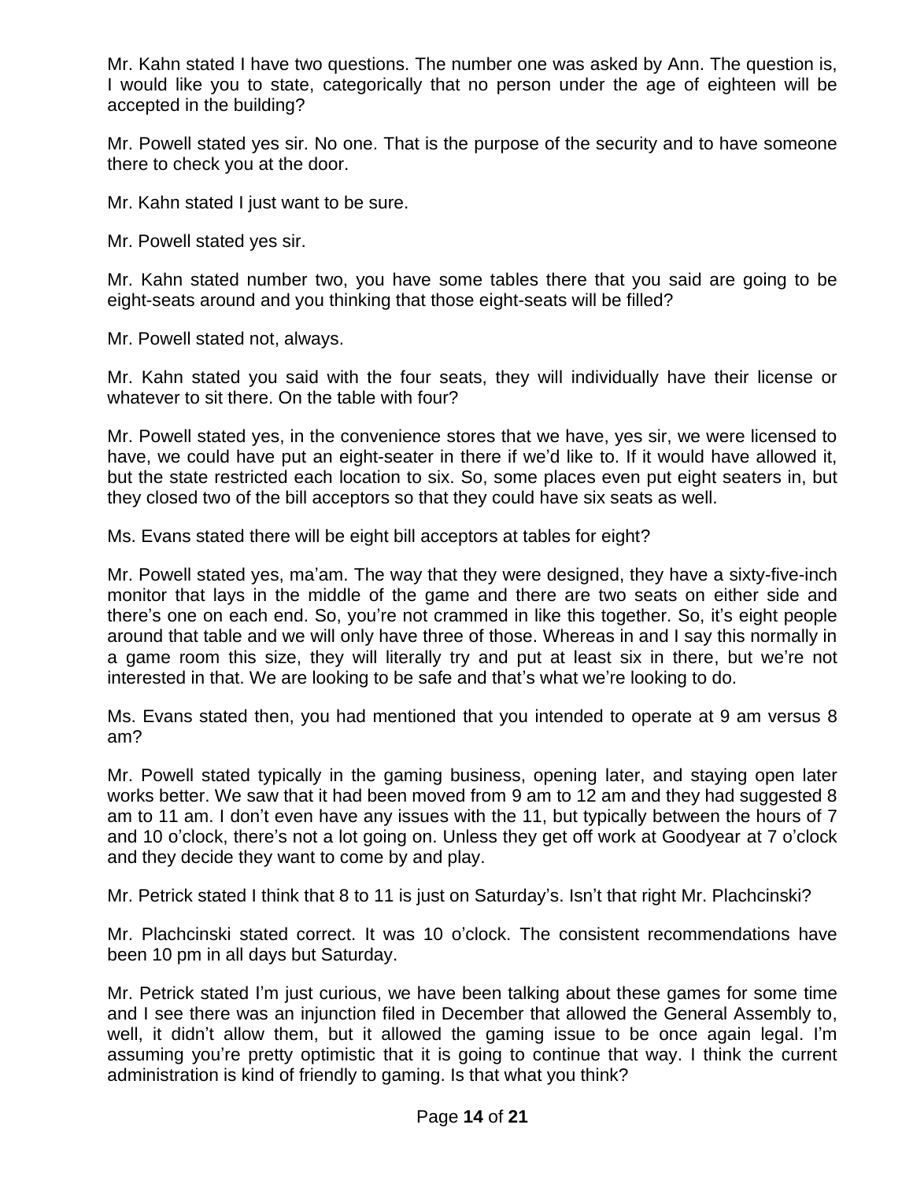Mr. Kahn stated I have two questions. The number one was asked by Ann. The question is, I would like you to state, categorically that no person under the age of eighteen will be accepted in the building?

Mr. Powell stated yes sir. No one. That is the purpose of the security and to have someone there to check you at the door.

Mr. Kahn stated I just want to be sure.

Mr. Powell stated yes sir.

Mr. Kahn stated number two, you have some tables there that you said are going to be eight-seats around and you thinking that those eight-seats will be filled?

Mr. Powell stated not, always.

Mr. Kahn stated you said with the four seats, they will individually have their license or whatever to sit there. On the table with four?

Mr. Powell stated yes, in the convenience stores that we have, yes sir, we were licensed to have, we could have put an eight-seater in there if we'd like to. If it would have allowed it, but the state restricted each location to six. So, some places even put eight seaters in, but they closed two of the bill acceptors so that they could have six seats as well.

Ms. Evans stated there will be eight bill acceptors at tables for eight?

Mr. Powell stated yes, ma'am. The way that they were designed, they have a sixty-five-inch monitor that lays in the middle of the game and there are two seats on either side and there's one on each end. So, you're not crammed in like this together. So, it's eight people around that table and we will only have three of those. Whereas in and I say this normally in a game room this size, they will literally try and put at least six in there, but we're not interested in that. We are looking to be safe and that's what we're looking to do.

Ms. Evans stated then, you had mentioned that you intended to operate at 9 am versus 8 am?

Mr. Powell stated typically in the gaming business, opening later, and staying open later works better. We saw that it had been moved from 9 am to 12 am and they had suggested 8 am to 11 am. I don't even have any issues with the 11, but typically between the hours of 7 and 10 o'clock, there's not a lot going on. Unless they get off work at Goodyear at 7 o'clock and they decide they want to come by and play.

Mr. Petrick stated I think that 8 to 11 is just on Saturday's. Isn't that right Mr. Plachcinski?

Mr. Plachcinski stated correct. It was 10 o'clock. The consistent recommendations have been 10 pm in all days but Saturday.

Mr. Petrick stated I'm just curious, we have been talking about these games for some time and I see there was an injunction filed in December that allowed the General Assembly to, well, it didn't allow them, but it allowed the gaming issue to be once again legal. I'm assuming you're pretty optimistic that it is going to continue that way. I think the current administration is kind of friendly to gaming. Is that what you think?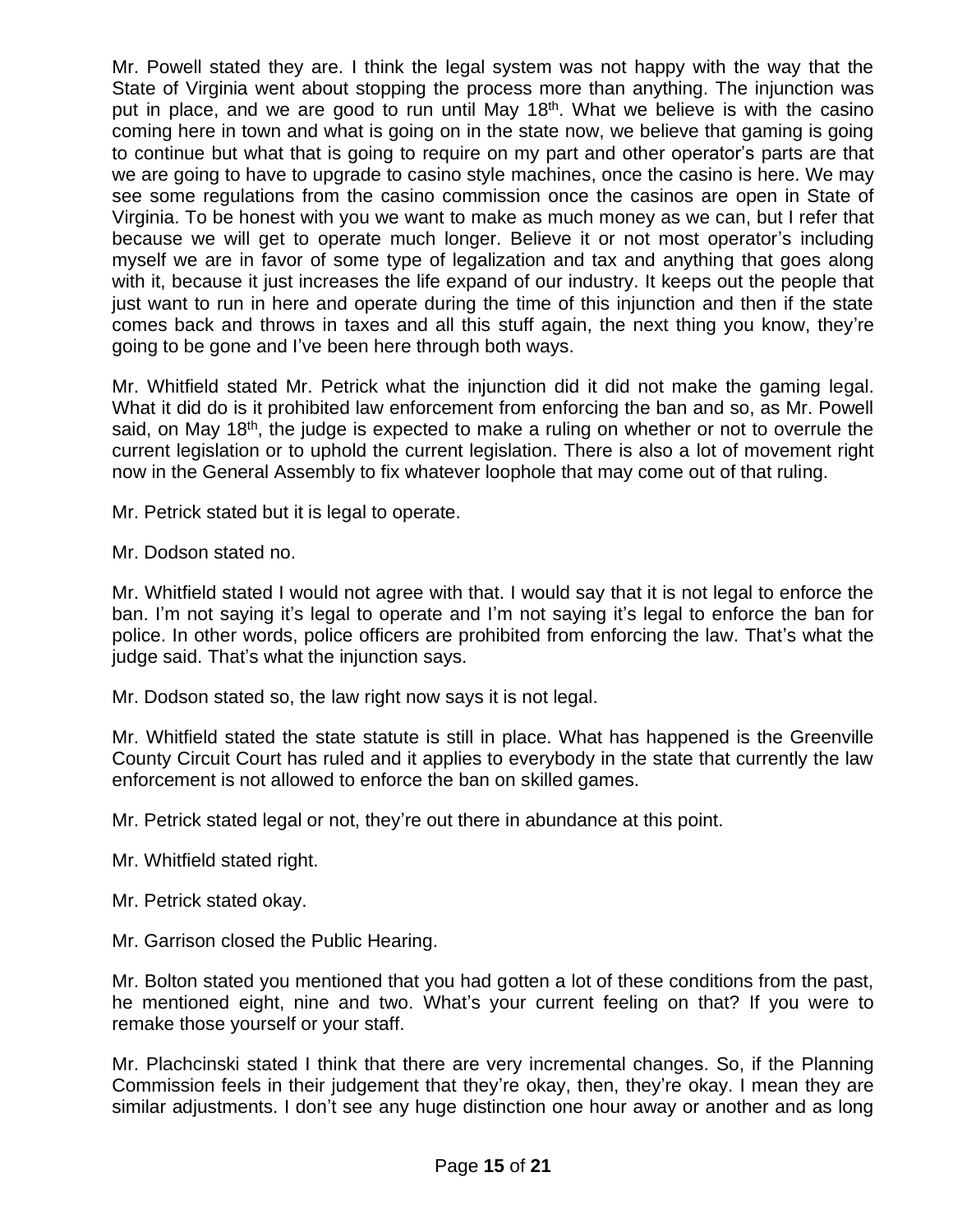Mr. Powell stated they are. I think the legal system was not happy with the way that the State of Virginia went about stopping the process more than anything. The injunction was put in place, and we are good to run until May 18th. What we believe is with the casino coming here in town and what is going on in the state now, we believe that gaming is going to continue but what that is going to require on my part and other operator's parts are that we are going to have to upgrade to casino style machines, once the casino is here. We may see some regulations from the casino commission once the casinos are open in State of Virginia. To be honest with you we want to make as much money as we can, but I refer that because we will get to operate much longer. Believe it or not most operator's including myself we are in favor of some type of legalization and tax and anything that goes along with it, because it just increases the life expand of our industry. It keeps out the people that just want to run in here and operate during the time of this injunction and then if the state comes back and throws in taxes and all this stuff again, the next thing you know, they're going to be gone and I've been here through both ways.

Mr. Whitfield stated Mr. Petrick what the injunction did it did not make the gaming legal. What it did do is it prohibited law enforcement from enforcing the ban and so, as Mr. Powell said, on May 18th, the judge is expected to make a ruling on whether or not to overrule the current legislation or to uphold the current legislation. There is also a lot of movement right now in the General Assembly to fix whatever loophole that may come out of that ruling.

Mr. Petrick stated but it is legal to operate.

Mr. Dodson stated no.

Mr. Whitfield stated I would not agree with that. I would say that it is not legal to enforce the ban. I'm not saying it's legal to operate and I'm not saying it's legal to enforce the ban for police. In other words, police officers are prohibited from enforcing the law. That's what the judge said. That's what the injunction says.

Mr. Dodson stated so, the law right now says it is not legal.

Mr. Whitfield stated the state statute is still in place. What has happened is the Greenville County Circuit Court has ruled and it applies to everybody in the state that currently the law enforcement is not allowed to enforce the ban on skilled games.

Mr. Petrick stated legal or not, they're out there in abundance at this point.

Mr. Whitfield stated right.

Mr. Petrick stated okay.

Mr. Garrison closed the Public Hearing.

Mr. Bolton stated you mentioned that you had gotten a lot of these conditions from the past, he mentioned eight, nine and two. What's your current feeling on that? If you were to remake those yourself or your staff.

Mr. Plachcinski stated I think that there are very incremental changes. So, if the Planning Commission feels in their judgement that they're okay, then, they're okay. I mean they are similar adjustments. I don't see any huge distinction one hour away or another and as long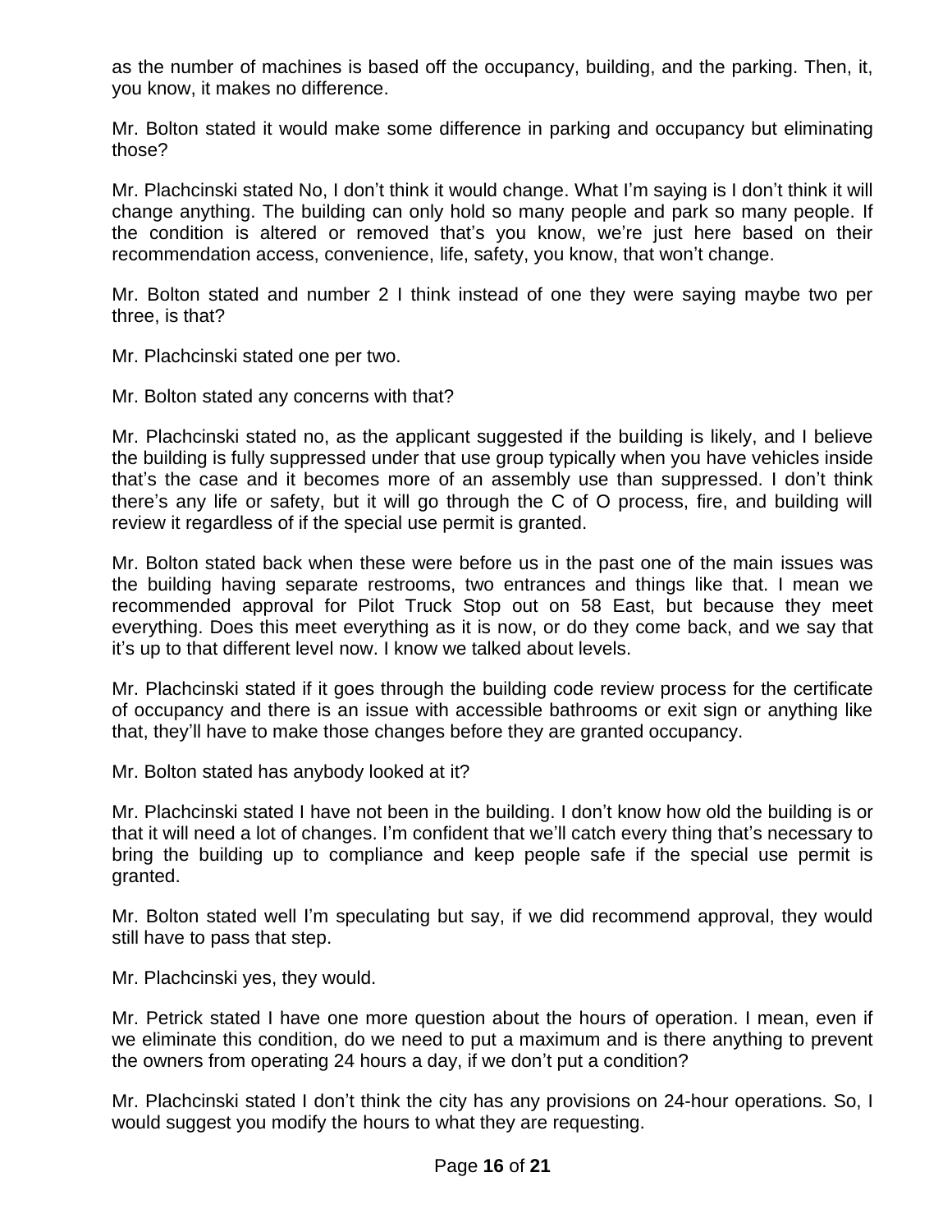as the number of machines is based off the occupancy, building, and the parking. Then, it, you know, it makes no difference.

Mr. Bolton stated it would make some difference in parking and occupancy but eliminating those?

Mr. Plachcinski stated No, I don't think it would change. What I'm saying is I don't think it will change anything. The building can only hold so many people and park so many people. If the condition is altered or removed that's you know, we're just here based on their recommendation access, convenience, life, safety, you know, that won't change.

Mr. Bolton stated and number 2 I think instead of one they were saying maybe two per three, is that?

Mr. Plachcinski stated one per two.

Mr. Bolton stated any concerns with that?

Mr. Plachcinski stated no, as the applicant suggested if the building is likely, and I believe the building is fully suppressed under that use group typically when you have vehicles inside that's the case and it becomes more of an assembly use than suppressed. I don't think there's any life or safety, but it will go through the C of O process, fire, and building will review it regardless of if the special use permit is granted.

Mr. Bolton stated back when these were before us in the past one of the main issues was the building having separate restrooms, two entrances and things like that. I mean we recommended approval for Pilot Truck Stop out on 58 East, but because they meet everything. Does this meet everything as it is now, or do they come back, and we say that it's up to that different level now. I know we talked about levels.

Mr. Plachcinski stated if it goes through the building code review process for the certificate of occupancy and there is an issue with accessible bathrooms or exit sign or anything like that, they'll have to make those changes before they are granted occupancy.

Mr. Bolton stated has anybody looked at it?

Mr. Plachcinski stated I have not been in the building. I don't know how old the building is or that it will need a lot of changes. I'm confident that we'll catch every thing that's necessary to bring the building up to compliance and keep people safe if the special use permit is granted.

Mr. Bolton stated well I'm speculating but say, if we did recommend approval, they would still have to pass that step.

Mr. Plachcinski yes, they would.

Mr. Petrick stated I have one more question about the hours of operation. I mean, even if we eliminate this condition, do we need to put a maximum and is there anything to prevent the owners from operating 24 hours a day, if we don't put a condition?

Mr. Plachcinski stated I don't think the city has any provisions on 24-hour operations. So, I would suggest you modify the hours to what they are requesting.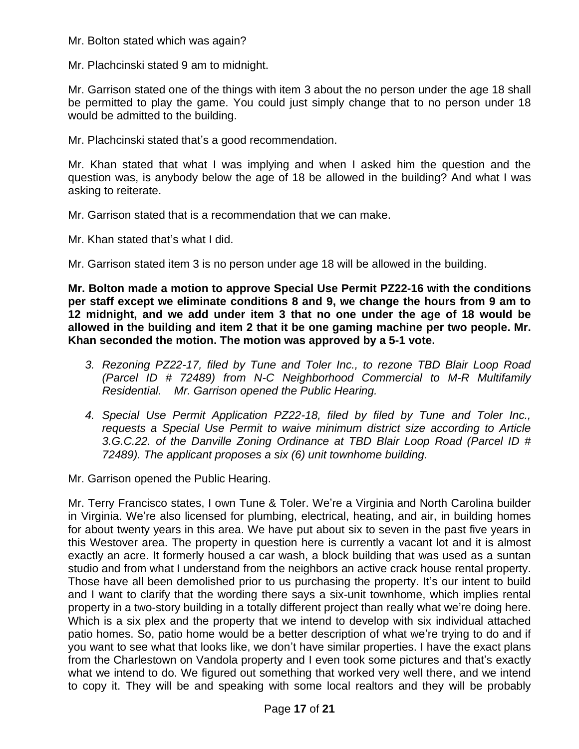Mr. Bolton stated which was again?

Mr. Plachcinski stated 9 am to midnight.

Mr. Garrison stated one of the things with item 3 about the no person under the age 18 shall be permitted to play the game. You could just simply change that to no person under 18 would be admitted to the building.

Mr. Plachcinski stated that's a good recommendation.

Mr. Khan stated that what I was implying and when I asked him the question and the question was, is anybody below the age of 18 be allowed in the building? And what I was asking to reiterate.

Mr. Garrison stated that is a recommendation that we can make.

Mr. Khan stated that's what I did.

Mr. Garrison stated item 3 is no person under age 18 will be allowed in the building.

**Mr. Bolton made a motion to approve Special Use Permit PZ22-16 with the conditions per staff except we eliminate conditions 8 and 9, we change the hours from 9 am to 12 midnight, and we add under item 3 that no one under the age of 18 would be allowed in the building and item 2 that it be one gaming machine per two people. Mr. Khan seconded the motion. The motion was approved by a 5-1 vote.**

3. *Rezoning PZ22-17, filed by Tune and Toler Inc., to rezone TBD Blair Loop Road (Parcel ID # 72489) from N-C Neighborhood Commercial to M-R Multifamily Residential. Mr. Garrison opened the Public Hearing.*

4. *Special Use Permit Application PZ22-18, filed by filed by Tune and Toler Inc., requests a Special Use Permit to waive minimum district size according to Article 3.G.C.22. of the Danville Zoning Ordinance at TBD Blair Loop Road (Parcel ID # 72489). The applicant proposes a six (6) unit townhome building.*

Mr. Garrison opened the Public Hearing.

Mr. Terry Francisco states, I own Tune & Toler. We're a Virginia and North Carolina builder in Virginia. We're also licensed for plumbing, electrical, heating, and air, in building homes for about twenty years in this area. We have put about six to seven in the past five years in this Westover area. The property in question here is currently a vacant lot and it is almost exactly an acre. It formerly housed a car wash, a block building that was used as a suntan studio and from what I understand from the neighbors an active crack house rental property. Those have all been demolished prior to us purchasing the property. It's our intent to build and I want to clarify that the wording there says a six-unit townhome, which implies rental property in a two-story building in a totally different project than really what we're doing here. Which is a six plex and the property that we intend to develop with six individual attached patio homes. So, patio home would be a better description of what we're trying to do and if you want to see what that looks like, we don't have similar properties. I have the exact plans from the Charlestown on Vandola property and I even took some pictures and that's exactly what we intend to do. We figured out something that worked very well there, and we intend to copy it. They will be and speaking with some local realtors and they will be probably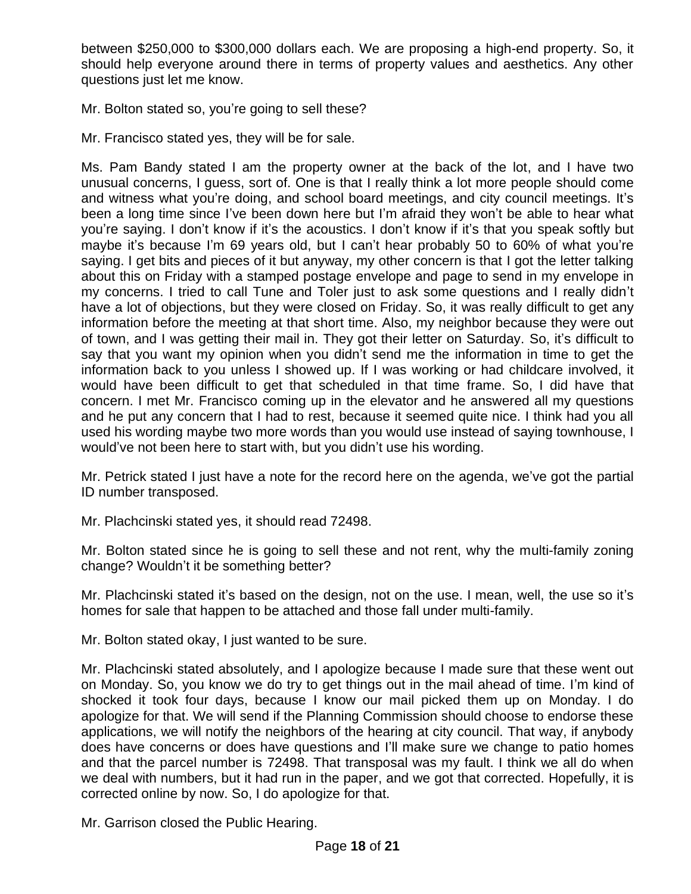between $250,000 to $300,000 dollars each. We are proposing a high-end property. So, it should help everyone around there in terms of property values and aesthetics. Any other questions just let me know.

Mr. Bolton stated so, you're going to sell these?

Mr. Francisco stated yes, they will be for sale.

Ms. Pam Bandy stated I am the property owner at the back of the lot, and I have two unusual concerns, I guess, sort of. One is that I really think a lot more people should come and witness what you're doing, and school board meetings, and city council meetings. It's been a long time since I've been down here but I'm afraid they won't be able to hear what you're saying. I don't know if it's the acoustics. I don't know if it's that you speak softly but maybe it's because I'm 69 years old, but I can't hear probably 50 to 60% of what you're saying. I get bits and pieces of it but anyway, my other concern is that I got the letter talking about this on Friday with a stamped postage envelope and page to send in my envelope in my concerns. I tried to call Tune and Toler just to ask some questions and I really didn't have a lot of objections, but they were closed on Friday. So, it was really difficult to get any information before the meeting at that short time. Also, my neighbor because they were out of town, and I was getting their mail in. They got their letter on Saturday. So, it's difficult to say that you want my opinion when you didn't send me the information in time to get the information back to you unless I showed up. If I was working or had childcare involved, it would have been difficult to get that scheduled in that time frame. So, I did have that concern. I met Mr. Francisco coming up in the elevator and he answered all my questions and he put any concern that I had to rest, because it seemed quite nice. I think had you all used his wording maybe two more words than you would use instead of saying townhouse, I would've not been here to start with, but you didn't use his wording.

Mr. Petrick stated I just have a note for the record here on the agenda, we've got the partial ID number transposed.

Mr. Plachcinski stated yes, it should read 72498.

Mr. Bolton stated since he is going to sell these and not rent, why the multi-family zoning change? Wouldn't it be something better?

Mr. Plachcinski stated it's based on the design, not on the use. I mean, well, the use so it's homes for sale that happen to be attached and those fall under multi-family.

Mr. Bolton stated okay, I just wanted to be sure.

Mr. Plachcinski stated absolutely, and I apologize because I made sure that these went out on Monday. So, you know we do try to get things out in the mail ahead of time. I'm kind of shocked it took four days, because I know our mail picked them up on Monday. I do apologize for that. We will send if the Planning Commission should choose to endorse these applications, we will notify the neighbors of the hearing at city council. That way, if anybody does have concerns or does have questions and I'll make sure we change to patio homes and that the parcel number is 72498. That transposal was my fault. I think we all do when we deal with numbers, but it had run in the paper, and we got that corrected. Hopefully, it is corrected online by now. So, I do apologize for that.

Mr. Garrison closed the Public Hearing.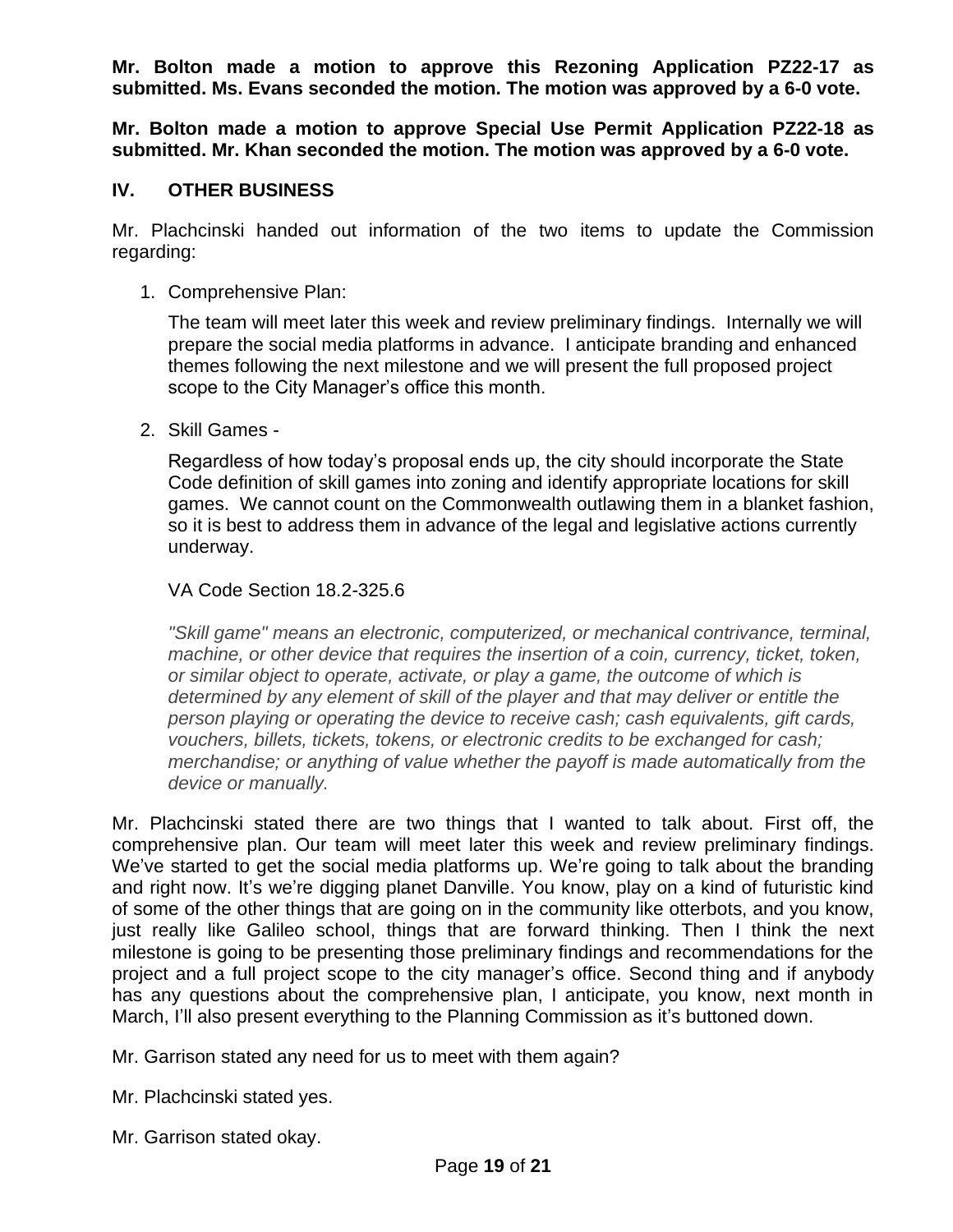**Mr. Bolton made a motion to approve this Rezoning Application PZ22-17 as submitted. Ms. Evans seconded the motion. The motion was approved by a 6-0 vote.**

**Mr. Bolton made a motion to approve Special Use Permit Application PZ22-18 as submitted. Mr. Khan seconded the motion. The motion was approved by a 6-0 vote.**

## IV. OTHER BUSINESS

Mr. Plachcinski handed out information of the two items to update the Commission regarding:

1. Comprehensive Plan:

   The team will meet later this week and review preliminary findings. Internally we will prepare the social media platforms in advance. I anticipate branding and enhanced themes following the next milestone and we will present the full proposed project scope to the City Manager's office this month.

2. Skill Games -

   Regardless of how today's proposal ends up, the city should incorporate the State Code definition of skill games into zoning and identify appropriate locations for skill games. We cannot count on the Commonwealth outlawing them in a blanket fashion, so it is best to address them in advance of the legal and legislative actions currently underway.

   VA Code Section 18.2-325.6

   *"Skill game" means an electronic, computerized, or mechanical contrivance, terminal, machine, or other device that requires the insertion of a coin, currency, ticket, token, or similar object to operate, activate, or play a game, the outcome of which is determined by any element of skill of the player and that may deliver or entitle the person playing or operating the device to receive cash; cash equivalents, gift cards, vouchers, billets, tickets, tokens, or electronic credits to be exchanged for cash; merchandise; or anything of value whether the payoff is made automatically from the device or manually.*

Mr. Plachcinski stated there are two things that I wanted to talk about. First off, the comprehensive plan. Our team will meet later this week and review preliminary findings. We've started to get the social media platforms up. We're going to talk about the branding and right now. It's we're digging planet Danville. You know, play on a kind of futuristic kind of some of the other things that are going on in the community like otterbots, and you know, just really like Galileo school, things that are forward thinking. Then I think the next milestone is going to be presenting those preliminary findings and recommendations for the project and a full project scope to the city manager's office. Second thing and if anybody has any questions about the comprehensive plan, I anticipate, you know, next month in March, I'll also present everything to the Planning Commission as it's buttoned down.

Mr. Garrison stated any need for us to meet with them again?

Mr. Plachcinski stated yes.

Mr. Garrison stated okay.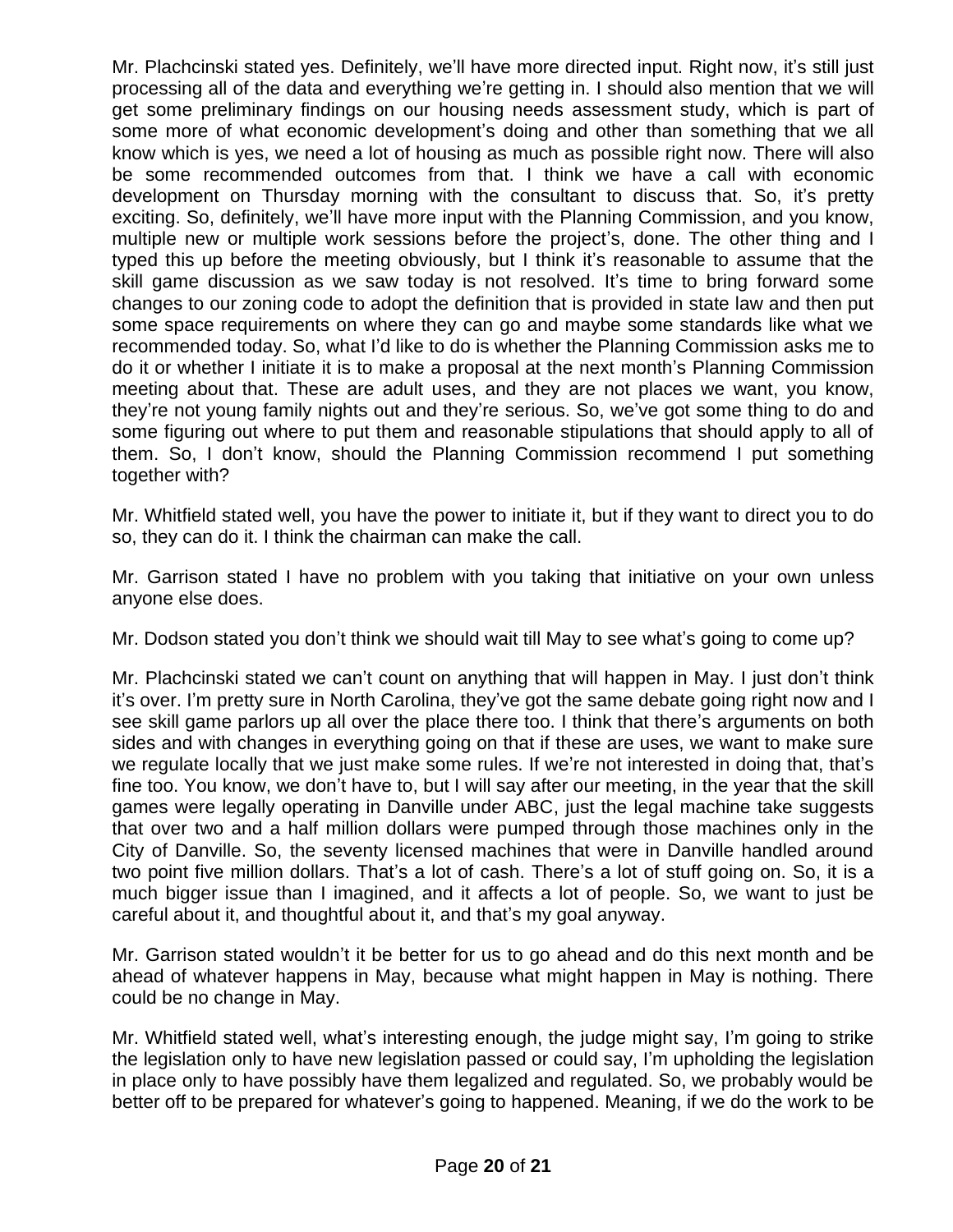Mr. Plachcinski stated yes. Definitely, we'll have more directed input. Right now, it's still just processing all of the data and everything we're getting in. I should also mention that we will get some preliminary findings on our housing needs assessment study, which is part of some more of what economic development's doing and other than something that we all know which is yes, we need a lot of housing as much as possible right now. There will also be some recommended outcomes from that. I think we have a call with economic development on Thursday morning with the consultant to discuss that. So, it's pretty exciting. So, definitely, we'll have more input with the Planning Commission, and you know, multiple new or multiple work sessions before the project's, done. The other thing and I typed this up before the meeting obviously, but I think it's reasonable to assume that the skill game discussion as we saw today is not resolved. It's time to bring forward some changes to our zoning code to adopt the definition that is provided in state law and then put some space requirements on where they can go and maybe some standards like what we recommended today. So, what I'd like to do is whether the Planning Commission asks me to do it or whether I initiate it is to make a proposal at the next month's Planning Commission meeting about that. These are adult uses, and they are not places we want, you know, they're not young family nights out and they're serious. So, we've got some thing to do and some figuring out where to put them and reasonable stipulations that should apply to all of them. So, I don't know, should the Planning Commission recommend I put something together with?

Mr. Whitfield stated well, you have the power to initiate it, but if they want to direct you to do so, they can do it. I think the chairman can make the call.

Mr. Garrison stated I have no problem with you taking that initiative on your own unless anyone else does.

Mr. Dodson stated you don't think we should wait till May to see what's going to come up?

Mr. Plachcinski stated we can't count on anything that will happen in May. I just don't think it's over. I'm pretty sure in North Carolina, they've got the same debate going right now and I see skill game parlors up all over the place there too. I think that there's arguments on both sides and with changes in everything going on that if these are uses, we want to make sure we regulate locally that we just make some rules. If we're not interested in doing that, that's fine too. You know, we don't have to, but I will say after our meeting, in the year that the skill games were legally operating in Danville under ABC, just the legal machine take suggests that over two and a half million dollars were pumped through those machines only in the City of Danville. So, the seventy licensed machines that were in Danville handled around two point five million dollars. That's a lot of cash. There's a lot of stuff going on. So, it is a much bigger issue than I imagined, and it affects a lot of people. So, we want to just be careful about it, and thoughtful about it, and that's my goal anyway.

Mr. Garrison stated wouldn't it be better for us to go ahead and do this next month and be ahead of whatever happens in May, because what might happen in May is nothing. There could be no change in May.

Mr. Whitfield stated well, what's interesting enough, the judge might say, I'm going to strike the legislation only to have new legislation passed or could say, I'm upholding the legislation in place only to have possibly have them legalized and regulated. So, we probably would be better off to be prepared for whatever's going to happened. Meaning, if we do the work to be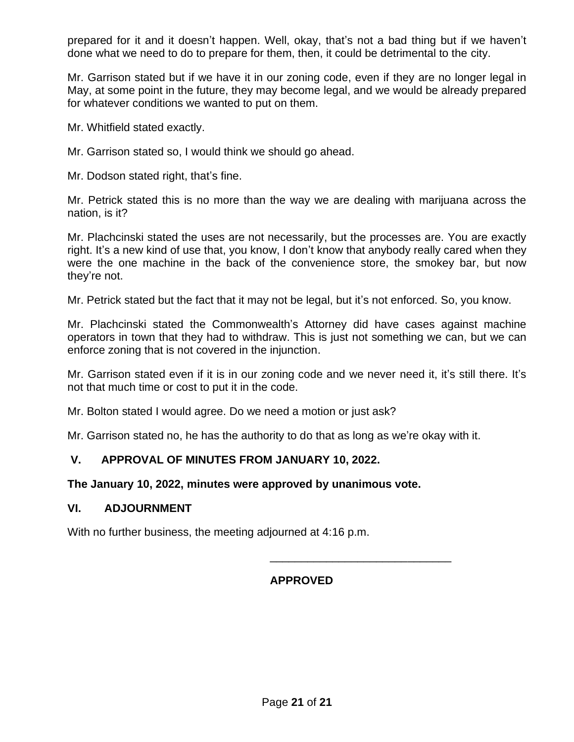prepared for it and it doesn't happen. Well, okay, that's not a bad thing but if we haven't done what we need to do to prepare for them, then, it could be detrimental to the city.

Mr. Garrison stated but if we have it in our zoning code, even if they are no longer legal in May, at some point in the future, they may become legal, and we would be already prepared for whatever conditions we wanted to put on them.

Mr. Whitfield stated exactly.

Mr. Garrison stated so, I would think we should go ahead.

Mr. Dodson stated right, that's fine.

Mr. Petrick stated this is no more than the way we are dealing with marijuana across the nation, is it?

Mr. Plachcinski stated the uses are not necessarily, but the processes are. You are exactly right. It's a new kind of use that, you know, I don't know that anybody really cared when they were the one machine in the back of the convenience store, the smokey bar, but now they're not.

Mr. Petrick stated but the fact that it may not be legal, but it's not enforced. So, you know.

Mr. Plachcinski stated the Commonwealth's Attorney did have cases against machine operators in town that they had to withdraw. This is just not something we can, but we can enforce zoning that is not covered in the injunction.

Mr. Garrison stated even if it is in our zoning code and we never need it, it's still there. It's not that much time or cost to put it in the code.

Mr. Bolton stated I would agree. Do we need a motion or just ask?

Mr. Garrison stated no, he has the authority to do that as long as we're okay with it.

## V. APPROVAL OF MINUTES FROM JANUARY 10, 2022.

**The January 10, 2022, minutes were approved by unanimous vote.**

## VI. ADJOURNMENT

With no further business, the meeting adjourned at 4:16 p.m.

______________________________

**APPROVED**